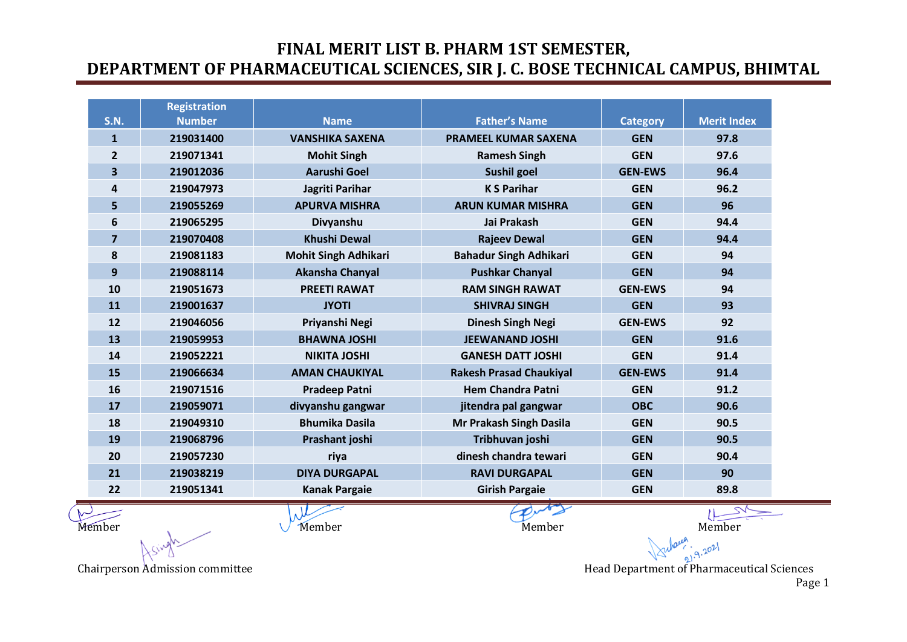# FINAL MERIT LIST B. PHARM 1ST SEMESTER, DEPARTMENT OF PHARMACEUTICAL SCIENCES, SIR J. C. BOSE TECHNICAL CAMPUS, BHIMTAL

| S.N. | Registration Number | Name | Father's Name | Category | Merit Index |
|---|---|---|---|---|---|
| 1 | 219031400 | VANSHIKA SAXENA | PRAMEEL KUMAR SAXENA | GEN | 97.8 |
| 2 | 219071341 | Mohit Singh | Ramesh Singh | GEN | 97.6 |
| 3 | 219012036 | Aarushi Goel | Sushil goel | GEN-EWS | 96.4 |
| 4 | 219047973 | Jagriti Parihar | K S Parihar | GEN | 96.2 |
| 5 | 219055269 | APURVA MISHRA | ARUN KUMAR MISHRA | GEN | 96 |
| 6 | 219065295 | Divyanshu | Jai Prakash | GEN | 94.4 |
| 7 | 219070408 | Khushi Dewal | Rajeev Dewal | GEN | 94.4 |
| 8 | 219081183 | Mohit Singh Adhikari | Bahadur Singh Adhikari | GEN | 94 |
| 9 | 219088114 | Akansha Chanyal | Pushkar Chanyal | GEN | 94 |
| 10 | 219051673 | PREETI RAWAT | RAM SINGH RAWAT | GEN-EWS | 94 |
| 11 | 219001637 | JYOTI | SHIVRAJ SINGH | GEN | 93 |
| 12 | 219046056 | Priyanshi Negi | Dinesh Singh Negi | GEN-EWS | 92 |
| 13 | 219059953 | BHAWNA JOSHI | JEEWANAND JOSHI | GEN | 91.6 |
| 14 | 219052221 | NIKITA JOSHI | GANESH DATT JOSHI | GEN | 91.4 |
| 15 | 219066634 | AMAN CHAUKIYAL | Rakesh Prasad Chaukiyal | GEN-EWS | 91.4 |
| 16 | 219071516 | Pradeep Patni | Hem Chandra Patni | GEN | 91.2 |
| 17 | 219059071 | divyanshu gangwar | jitendra pal gangwar | OBC | 90.6 |
| 18 | 219049310 | Bhumika Dasila | Mr Prakash Singh Dasila | GEN | 90.5 |
| 19 | 219068796 | Prashant joshi | Tribhuvan joshi | GEN | 90.5 |
| 20 | 219057230 | riya | dinesh chandra tewari | GEN | 90.4 |
| 21 | 219038219 | DIYA DURGAPAL | RAVI DURGAPAL | GEN | 90 |
| 22 | 219051341 | Kanak Pargaie | Girish Pargaie | GEN | 89.8 |

Member Member Member Member

Chairperson Admission committee

21.9.2021

Head Department of Pharmaceutical Sciences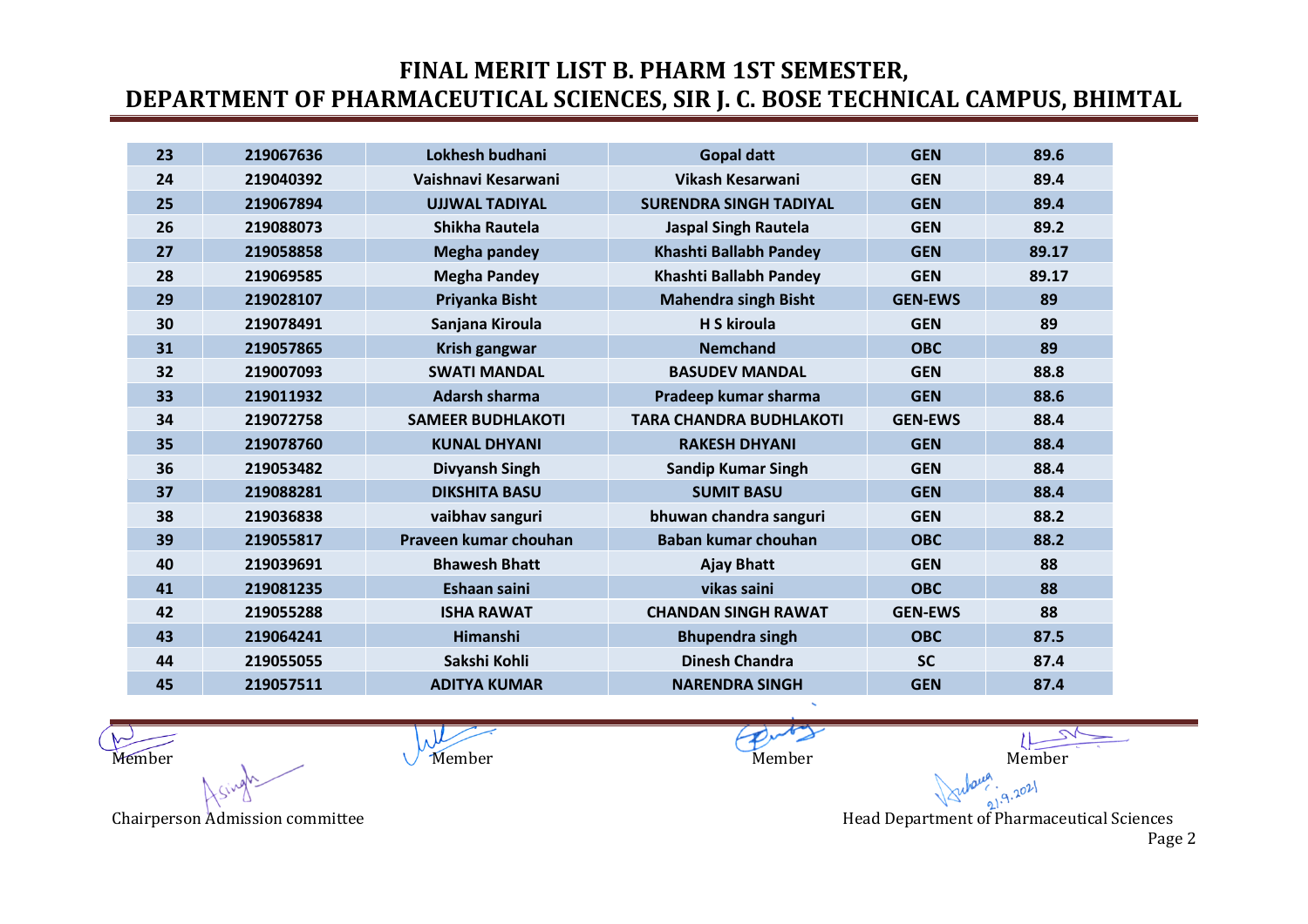# FINAL MERIT LIST B. PHARM 1ST SEMESTER, DEPARTMENT OF PHARMACEUTICAL SCIENCES, SIR J. C. BOSE TECHNICAL CAMPUS, BHIMTAL

| | | | | | |
|---|---|---|---|---|---|
| 23 | 219067636 | Lokhesh budhani | Gopal datt | GEN | 89.6 |
| 24 | 219040392 | Vaishnavi Kesarwani | Vikash Kesarwani | GEN | 89.4 |
| 25 | 219067894 | UJJWAL TADIYAL | SURENDRA SINGH TADIYAL | GEN | 89.4 |
| 26 | 219088073 | Shikha Rautela | Jaspal Singh Rautela | GEN | 89.2 |
| 27 | 219058858 | Megha pandey | Khashti Ballabh Pandey | GEN | 89.17 |
| 28 | 219069585 | Megha Pandey | Khashti Ballabh Pandey | GEN | 89.17 |
| 29 | 219028107 | Priyanka Bisht | Mahendra singh Bisht | GEN-EWS | 89 |
| 30 | 219078491 | Sanjana Kiroula | H S kiroula | GEN | 89 |
| 31 | 219057865 | Krish gangwar | Nemchand | OBC | 89 |
| 32 | 219007093 | SWATI MANDAL | BASUDEV MANDAL | GEN | 88.8 |
| 33 | 219011932 | Adarsh sharma | Pradeep kumar sharma | GEN | 88.6 |
| 34 | 219072758 | SAMEER BUDHLAKOTI | TARA CHANDRA BUDHLAKOTI | GEN-EWS | 88.4 |
| 35 | 219078760 | KUNAL DHYANI | RAKESH DHYANI | GEN | 88.4 |
| 36 | 219053482 | Divyansh Singh | Sandip Kumar Singh | GEN | 88.4 |
| 37 | 219088281 | DIKSHITA BASU | SUMIT BASU | GEN | 88.4 |
| 38 | 219036838 | vaibhav sanguri | bhuwan chandra sanguri | GEN | 88.2 |
| 39 | 219055817 | Praveen kumar chouhan | Baban kumar chouhan | OBC | 88.2 |
| 40 | 219039691 | Bhawesh Bhatt | Ajay Bhatt | GEN | 88 |
| 41 | 219081235 | Eshaan saini | vikas saini | OBC | 88 |
| 42 | 219055288 | ISHA RAWAT | CHANDAN SINGH RAWAT | GEN-EWS | 88 |
| 43 | 219064241 | Himanshi | Bhupendra singh | OBC | 87.5 |
| 44 | 219055055 | Sakshi Kohli | Dinesh Chandra | SC | 87.4 |
| 45 | 219057511 | ADITYA KUMAR | NARENDRA SINGH | GEN | 87.4 |

Member Member Member Member

Chairperson Admission committee

Head Department of Pharmaceutical Sciences

21.9.2021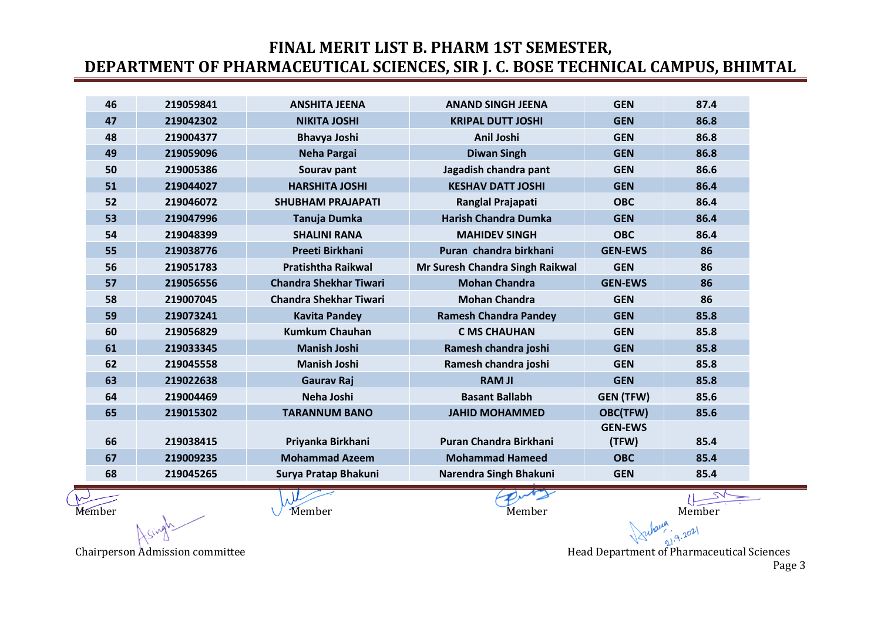# FINAL MERIT LIST B. PHARM 1ST SEMESTER, DEPARTMENT OF PHARMACEUTICAL SCIENCES, SIR J. C. BOSE TECHNICAL CAMPUS, BHIMTAL

| | | | | | |
|---|---|---|---|---|---|
| 46 | 219059841 | ANSHITA JEENA | ANAND SINGH JEENA | GEN | 87.4 |
| 47 | 219042302 | NIKITA JOSHI | KRIPAL DUTT JOSHI | GEN | 86.8 |
| 48 | 219004377 | Bhavya Joshi | Anil Joshi | GEN | 86.8 |
| 49 | 219059096 | Neha Pargai | Diwan Singh | GEN | 86.8 |
| 50 | 219005386 | Sourav pant | Jagadish chandra pant | GEN | 86.6 |
| 51 | 219044027 | HARSHITA JOSHI | KESHAV DATT JOSHI | GEN | 86.4 |
| 52 | 219046072 | SHUBHAM PRAJAPATI | Ranglal Prajapati | OBC | 86.4 |
| 53 | 219047996 | Tanuja Dumka | Harish Chandra Dumka | GEN | 86.4 |
| 54 | 219048399 | SHALINI RANA | MAHIDEV SINGH | OBC | 86.4 |
| 55 | 219038776 | Preeti Birkhani | Puran chandra birkhani | GEN-EWS | 86 |
| 56 | 219051783 | Pratishtha Raikwal | Mr Suresh Chandra Singh Raikwal | GEN | 86 |
| 57 | 219056556 | Chandra Shekhar Tiwari | Mohan Chandra | GEN-EWS | 86 |
| 58 | 219007045 | Chandra Shekhar Tiwari | Mohan Chandra | GEN | 86 |
| 59 | 219073241 | Kavita Pandey | Ramesh Chandra Pandey | GEN | 85.8 |
| 60 | 219056829 | Kumkum Chauhan | C MS CHAUHAN | GEN | 85.8 |
| 61 | 219033345 | Manish Joshi | Ramesh chandra joshi | GEN | 85.8 |
| 62 | 219045558 | Manish Joshi | Ramesh chandra joshi | GEN | 85.8 |
| 63 | 219022638 | Gaurav Raj | RAM JI | GEN | 85.8 |
| 64 | 219004469 | Neha Joshi | Basant Ballabh | GEN (TFW) | 85.6 |
| 65 | 219015302 | TARANNUM BANO | JAHID MOHAMMED | OBC(TFW) | 85.6 |
| 66 | 219038415 | Priyanka Birkhani | Puran Chandra Birkhani | GEN-EWS (TFW) | 85.4 |
| 67 | 219009235 | Mohammad Azeem | Mohammad Hameed | OBC | 85.4 |
| 68 | 219045265 | Surya Pratap Bhakuni | Narendra Singh Bhakuni | GEN | 85.4 |

Member &nbsp;&nbsp;&nbsp;&nbsp; Member &nbsp;&nbsp;&nbsp;&nbsp; Member &nbsp;&nbsp;&nbsp;&nbsp; Member

Chairperson Admission committee &nbsp;&nbsp;&nbsp;&nbsp; Head Department of Pharmaceutical Sciences

21.9.2021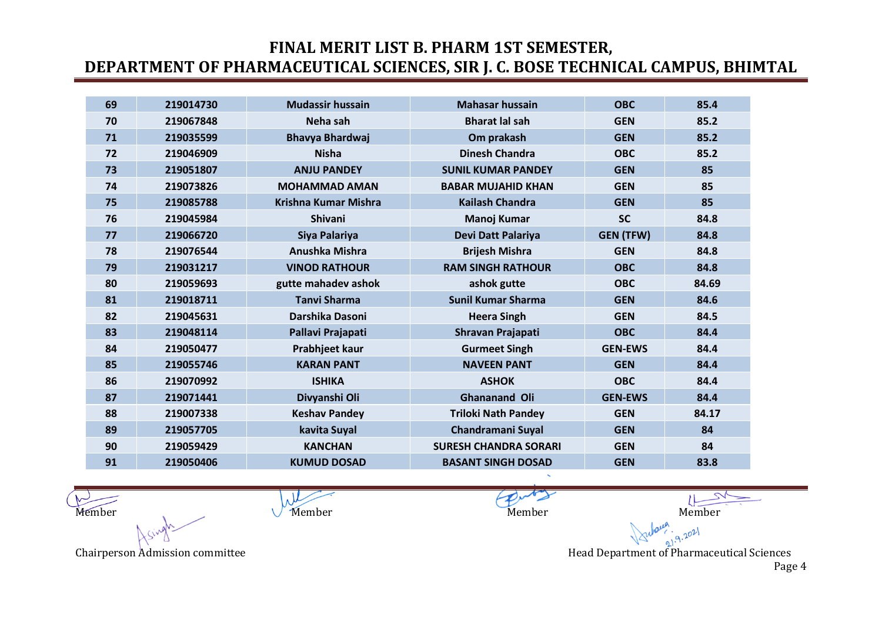# FINAL MERIT LIST B. PHARM 1ST SEMESTER,
# DEPARTMENT OF PHARMACEUTICAL SCIENCES, SIR J. C. BOSE TECHNICAL CAMPUS, BHIMTAL

| | | | | | |
|---|---|---|---|---|---|
| 69 | 219014730 | Mudassir hussain | Mahasar hussain | OBC | 85.4 |
| 70 | 219067848 | Neha sah | Bharat lal sah | GEN | 85.2 |
| 71 | 219035599 | Bhavya Bhardwaj | Om prakash | GEN | 85.2 |
| 72 | 219046909 | Nisha | Dinesh Chandra | OBC | 85.2 |
| 73 | 219051807 | ANJU PANDEY | SUNIL KUMAR PANDEY | GEN | 85 |
| 74 | 219073826 | MOHAMMAD AMAN | BABAR MUJAHID KHAN | GEN | 85 |
| 75 | 219085788 | Krishna Kumar Mishra | Kailash Chandra | GEN | 85 |
| 76 | 219045984 | Shivani | Manoj Kumar | SC | 84.8 |
| 77 | 219066720 | Siya Palariya | Devi Datt Palariya | GEN (TFW) | 84.8 |
| 78 | 219076544 | Anushka Mishra | Brijesh Mishra | GEN | 84.8 |
| 79 | 219031217 | VINOD RATHOUR | RAM SINGH RATHOUR | OBC | 84.8 |
| 80 | 219059693 | gutte mahadev ashok | ashok gutte | OBC | 84.69 |
| 81 | 219018711 | Tanvi Sharma | Sunil Kumar Sharma | GEN | 84.6 |
| 82 | 219045631 | Darshika Dasoni | Heera Singh | GEN | 84.5 |
| 83 | 219048114 | Pallavi Prajapati | Shravan Prajapati | OBC | 84.4 |
| 84 | 219050477 | Prabhjeet kaur | Gurmeet Singh | GEN-EWS | 84.4 |
| 85 | 219055746 | KARAN PANT | NAVEEN PANT | GEN | 84.4 |
| 86 | 219070992 | ISHIKA | ASHOK | OBC | 84.4 |
| 87 | 219071441 | Divyanshi Oli | Ghananand Oli | GEN-EWS | 84.4 |
| 88 | 219007338 | Keshav Pandey | Triloki Nath Pandey | GEN | 84.17 |
| 89 | 219057705 | kavita Suyal | Chandramani Suyal | GEN | 84 |
| 90 | 219059429 | KANCHAN | SURESH CHANDRA SORARI | GEN | 84 |
| 91 | 219050406 | KUMUD DOSAD | BASANT SINGH DOSAD | GEN | 83.8 |

Member　　Member　　Member　　Member

Chairperson Admission committee　　　　Head Department of Pharmaceutical Sciences

21.9.2021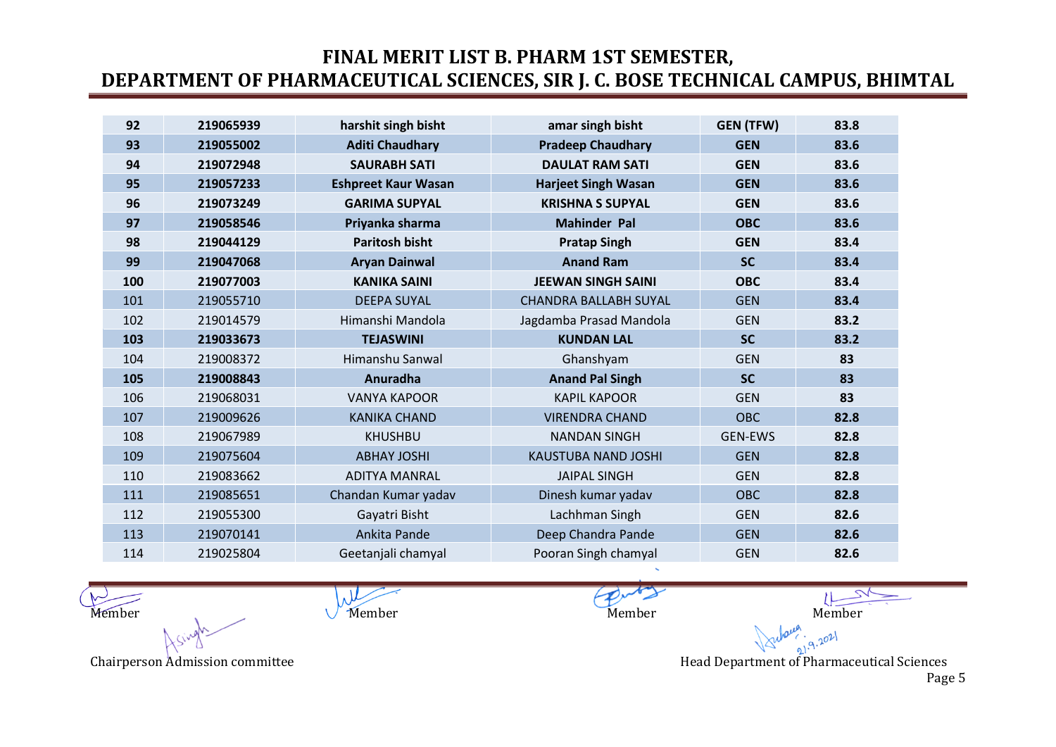# FINAL MERIT LIST B. PHARM 1ST SEMESTER, DEPARTMENT OF PHARMACEUTICAL SCIENCES, SIR J. C. BOSE TECHNICAL CAMPUS, BHIMTAL

| | | | | | |
|---|---|---|---|---|---|
| 92 | 219065939 | harshit singh bisht | amar singh bisht | GEN (TFW) | 83.8 |
| 93 | 219055002 | Aditi Chaudhary | Pradeep Chaudhary | GEN | 83.6 |
| 94 | 219072948 | SAURABH SATI | DAULAT RAM SATI | GEN | 83.6 |
| 95 | 219057233 | Eshpreet Kaur Wasan | Harjeet Singh Wasan | GEN | 83.6 |
| 96 | 219073249 | GARIMA SUPYAL | KRISHNA S SUPYAL | GEN | 83.6 |
| 97 | 219058546 | Priyanka sharma | Mahinder Pal | OBC | 83.6 |
| 98 | 219044129 | Paritosh bisht | Pratap Singh | GEN | 83.4 |
| 99 | 219047068 | Aryan Dainwal | Anand Ram | SC | 83.4 |
| 100 | 219077003 | KANIKA SAINI | JEEWAN SINGH SAINI | OBC | 83.4 |
| 101 | 219055710 | DEEPA SUYAL | CHANDRA BALLABH SUYAL | GEN | 83.4 |
| 102 | 219014579 | Himanshi Mandola | Jagdamba Prasad Mandola | GEN | 83.2 |
| 103 | 219033673 | TEJASWINI | KUNDAN LAL | SC | 83.2 |
| 104 | 219008372 | Himanshu Sanwal | Ghanshyam | GEN | 83 |
| 105 | 219008843 | Anuradha | Anand Pal Singh | SC | 83 |
| 106 | 219068031 | VANYA KAPOOR | KAPIL KAPOOR | GEN | 83 |
| 107 | 219009626 | KANIKA CHAND | VIRENDRA CHAND | OBC | 82.8 |
| 108 | 219067989 | KHUSHBU | NANDAN SINGH | GEN-EWS | 82.8 |
| 109 | 219075604 | ABHAY JOSHI | KAUSTUBA NAND JOSHI | GEN | 82.8 |
| 110 | 219083662 | ADITYA MANRAL | JAIPAL SINGH | GEN | 82.8 |
| 111 | 219085651 | Chandan Kumar yadav | Dinesh kumar yadav | OBC | 82.8 |
| 112 | 219055300 | Gayatri Bisht | Lachhman Singh | GEN | 82.6 |
| 113 | 219070141 | Ankita Pande | Deep Chandra Pande | GEN | 82.6 |
| 114 | 219025804 | Geetanjali chamyal | Pooran Singh chamyal | GEN | 82.6 |

Member Member Member Member

Chairperson Admission committee

21.9.2021

Head Department of Pharmaceutical Sciences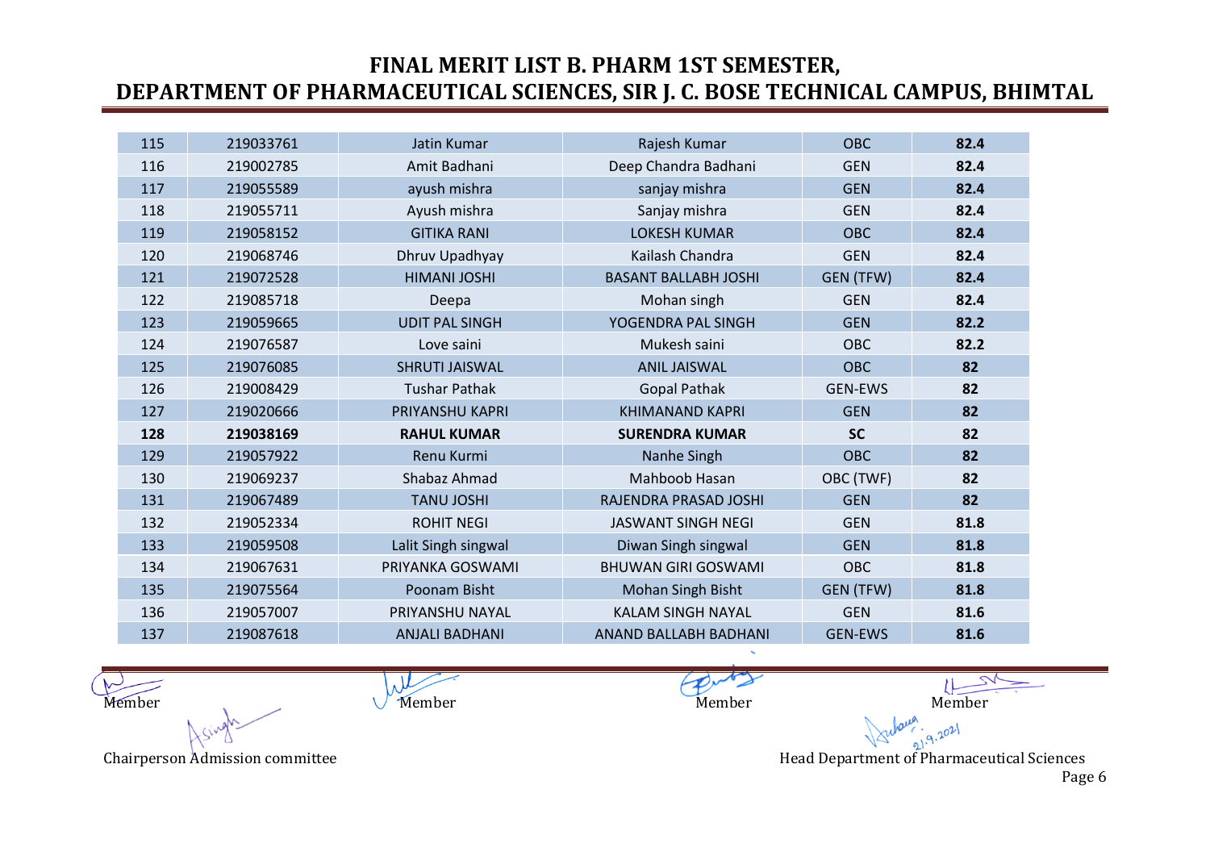# FINAL MERIT LIST B. PHARM 1ST SEMESTER, DEPARTMENT OF PHARMACEUTICAL SCIENCES, SIR J. C. BOSE TECHNICAL CAMPUS, BHIMTAL

| | | | | | |
|---|---|---|---|---|---|
| 115 | 219033761 | Jatin Kumar | Rajesh Kumar | OBC | **82.4** |
| 116 | 219002785 | Amit Badhani | Deep Chandra Badhani | GEN | **82.4** |
| 117 | 219055589 | ayush mishra | sanjay mishra | GEN | **82.4** |
| 118 | 219055711 | Ayush mishra | Sanjay mishra | GEN | **82.4** |
| 119 | 219058152 | GITIKA RANI | LOKESH KUMAR | OBC | **82.4** |
| 120 | 219068746 | Dhruv Upadhyay | Kailash Chandra | GEN | **82.4** |
| 121 | 219072528 | HIMANI JOSHI | BASANT BALLABH JOSHI | GEN (TFW) | **82.4** |
| 122 | 219085718 | Deepa | Mohan singh | GEN | **82.4** |
| 123 | 219059665 | UDIT PAL SINGH | YOGENDRA PAL SINGH | GEN | **82.2** |
| 124 | 219076587 | Love saini | Mukesh saini | OBC | **82.2** |
| 125 | 219076085 | SHRUTI JAISWAL | ANIL JAISWAL | OBC | **82** |
| 126 | 219008429 | Tushar Pathak | Gopal Pathak | GEN-EWS | **82** |
| 127 | 219020666 | PRIYANSHU KAPRI | KHIMANAND KAPRI | GEN | **82** |
| **128** | **219038169** | **RAHUL KUMAR** | **SURENDRA KUMAR** | **SC** | **82** |
| 129 | 219057922 | Renu Kurmi | Nanhe Singh | OBC | **82** |
| 130 | 219069237 | Shabaz Ahmad | Mahboob Hasan | OBC (TWF) | **82** |
| 131 | 219067489 | TANU JOSHI | RAJENDRA PRASAD JOSHI | GEN | **82** |
| 132 | 219052334 | ROHIT NEGI | JASWANT SINGH NEGI | GEN | **81.8** |
| 133 | 219059508 | Lalit Singh singwal | Diwan Singh singwal | GEN | **81.8** |
| 134 | 219067631 | PRIYANKA GOSWAMI | BHUWAN GIRI GOSWAMI | OBC | **81.8** |
| 135 | 219075564 | Poonam Bisht | Mohan Singh Bisht | GEN (TFW) | **81.8** |
| 136 | 219057007 | PRIYANSHU NAYAL | KALAM SINGH NAYAL | GEN | **81.6** |
| 137 | 219087618 | ANJALI BADHANI | ANAND BALLABH BADHANI | GEN-EWS | **81.6** |

Member Member Member Member

Chairperson Admission committee

21.9.2021

Head Department of Pharmaceutical Sciences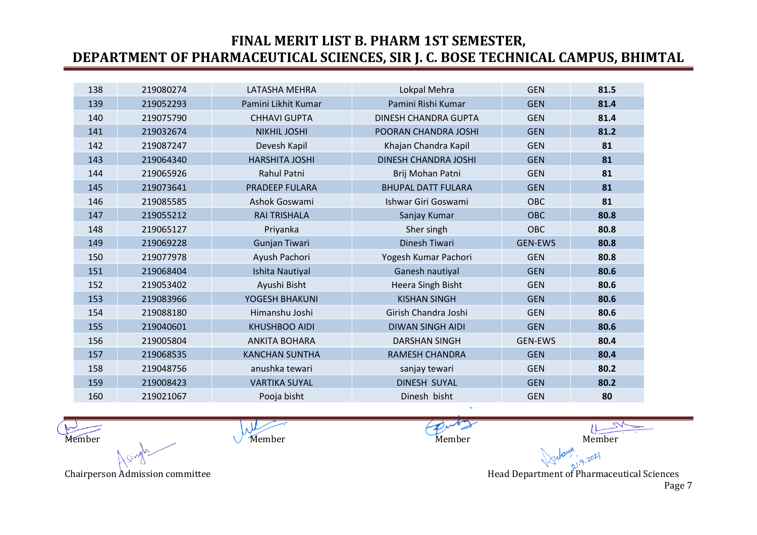# FINAL MERIT LIST B. PHARM 1ST SEMESTER, DEPARTMENT OF PHARMACEUTICAL SCIENCES, SIR J. C. BOSE TECHNICAL CAMPUS, BHIMTAL

| | | | | | |
|---|---|---|---|---|---|
| 138 | 219080274 | LATASHA MEHRA | Lokpal Mehra | GEN | **81.5** |
| 139 | 219052293 | Pamini Likhit Kumar | Pamini Rishi Kumar | GEN | **81.4** |
| 140 | 219075790 | CHHAVI GUPTA | DINESH CHANDRA GUPTA | GEN | **81.4** |
| 141 | 219032674 | NIKHIL JOSHI | POORAN CHANDRA JOSHI | GEN | **81.2** |
| 142 | 219087247 | Devesh Kapil | Khajan Chandra Kapil | GEN | **81** |
| 143 | 219064340 | HARSHITA JOSHI | DINESH CHANDRA JOSHI | GEN | **81** |
| 144 | 219065926 | Rahul Patni | Brij Mohan Patni | GEN | **81** |
| 145 | 219073641 | PRADEEP FULARA | BHUPAL DATT FULARA | GEN | **81** |
| 146 | 219085585 | Ashok Goswami | Ishwar Giri Goswami | OBC | **81** |
| 147 | 219055212 | RAI TRISHALA | Sanjay Kumar | OBC | **80.8** |
| 148 | 219065127 | Priyanka | Sher singh | OBC | **80.8** |
| 149 | 219069228 | Gunjan Tiwari | Dinesh Tiwari | GEN-EWS | **80.8** |
| 150 | 219077978 | Ayush Pachori | Yogesh Kumar Pachori | GEN | **80.8** |
| 151 | 219068404 | Ishita Nautiyal | Ganesh nautiyal | GEN | **80.6** |
| 152 | 219053402 | Ayushi Bisht | Heera Singh Bisht | GEN | **80.6** |
| 153 | 219083966 | YOGESH BHAKUNI | KISHAN SINGH | GEN | **80.6** |
| 154 | 219088180 | Himanshu Joshi | Girish Chandra Joshi | GEN | **80.6** |
| 155 | 219040601 | KHUSHBOO AIDI | DIWAN SINGH AIDI | GEN | **80.6** |
| 156 | 219005804 | ANKITA BOHARA | DARSHAN SINGH | GEN-EWS | **80.4** |
| 157 | 219068535 | KANCHAN SUNTHA | RAMESH CHANDRA | GEN | **80.4** |
| 158 | 219048756 | anushka tewari | sanjay tewari | GEN | **80.2** |
| 159 | 219008423 | VARTIKA SUYAL | DINESH SUYAL | GEN | **80.2** |
| 160 | 219021067 | Pooja bisht | Dinesh bisht | GEN | **80** |

Member Member Member Member

Chairperson Admission committee

21.9.2021

Head Department of Pharmaceutical Sciences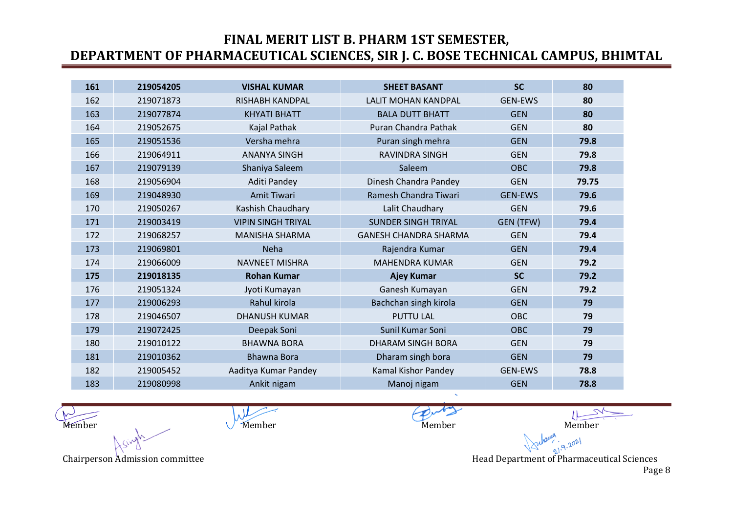# FINAL MERIT LIST B. PHARM 1ST SEMESTER,
# DEPARTMENT OF PHARMACEUTICAL SCIENCES, SIR J. C. BOSE TECHNICAL CAMPUS, BHIMTAL

| | | | | | |
|---|---|---|---|---|---|
| **161** | **219054205** | **VISHAL KUMAR** | **SHEET BASANT** | **SC** | **80** |
| 162 | 219071873 | RISHABH KANDPAL | LALIT MOHAN KANDPAL | GEN-EWS | **80** |
| 163 | 219077874 | KHYATI BHATT | BALA DUTT BHATT | GEN | **80** |
| 164 | 219052675 | Kajal Pathak | Puran Chandra Pathak | GEN | **80** |
| 165 | 219051536 | Versha mehra | Puran singh mehra | GEN | **79.8** |
| 166 | 219064911 | ANANYA SINGH | RAVINDRA SINGH | GEN | **79.8** |
| 167 | 219079139 | Shaniya Saleem | Saleem | OBC | **79.8** |
| 168 | 219056904 | Aditi Pandey | Dinesh Chandra Pandey | GEN | **79.75** |
| 169 | 219048930 | Amit Tiwari | Ramesh Chandra Tiwari | GEN-EWS | **79.6** |
| 170 | 219050267 | Kashish Chaudhary | Lalit Chaudhary | GEN | **79.6** |
| 171 | 219003419 | VIPIN SINGH TRIYAL | SUNDER SINGH TRIYAL | GEN (TFW) | **79.4** |
| 172 | 219068257 | MANISHA SHARMA | GANESH CHANDRA SHARMA | GEN | **79.4** |
| 173 | 219069801 | Neha | Rajendra Kumar | GEN | **79.4** |
| 174 | 219066009 | NAVNEET MISHRA | MAHENDRA KUMAR | GEN | **79.2** |
| **175** | **219018135** | **Rohan Kumar** | **Ajey Kumar** | **SC** | **79.2** |
| 176 | 219051324 | Jyoti Kumayan | Ganesh Kumayan | GEN | **79.2** |
| 177 | 219006293 | Rahul kirola | Bachchan singh kirola | GEN | **79** |
| 178 | 219046507 | DHANUSH KUMAR | PUTTU LAL | OBC | **79** |
| 179 | 219072425 | Deepak Soni | Sunil Kumar Soni | OBC | **79** |
| 180 | 219010122 | BHAWNA BORA | DHARAM SINGH BORA | GEN | **79** |
| 181 | 219010362 | Bhawna Bora | Dharam singh bora | GEN | **79** |
| 182 | 219005452 | Aaditya Kumar Pandey | Kamal Kishor Pandey | GEN-EWS | **78.8** |
| 183 | 219080998 | Ankit nigam | Manoj nigam | GEN | **78.8** |

Member Member Member Member

Chairperson Admission committee

Head Department of Pharmaceutical Sciences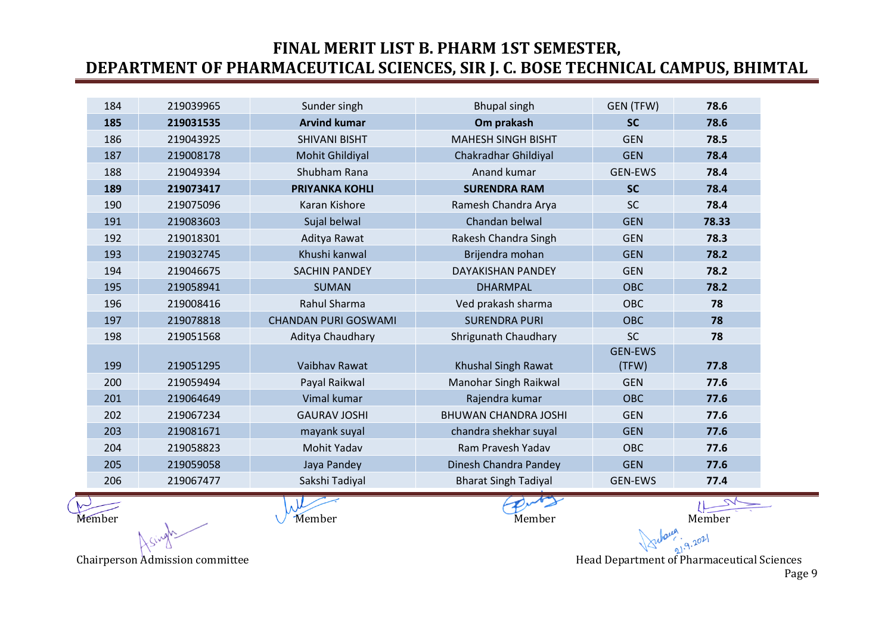# FINAL MERIT LIST B. PHARM 1ST SEMESTER, DEPARTMENT OF PHARMACEUTICAL SCIENCES, SIR J. C. BOSE TECHNICAL CAMPUS, BHIMTAL

| | | | | | |
|---|---|---|---|---|---|
| 184 | 219039965 | Sunder singh | Bhupal singh | GEN (TFW) | **78.6** |
| **185** | **219031535** | **Arvind kumar** | **Om prakash** | **SC** | **78.6** |
| 186 | 219043925 | SHIVANI BISHT | MAHESH SINGH BISHT | GEN | **78.5** |
| 187 | 219008178 | Mohit Ghildiyal | Chakradhar Ghildiyal | GEN | **78.4** |
| 188 | 219049394 | Shubham Rana | Anand kumar | GEN-EWS | **78.4** |
| **189** | **219073417** | **PRIYANKA KOHLI** | **SURENDRA RAM** | **SC** | **78.4** |
| 190 | 219075096 | Karan Kishore | Ramesh Chandra Arya | SC | **78.4** |
| 191 | 219083603 | Sujal belwal | Chandan belwal | GEN | **78.33** |
| 192 | 219018301 | Aditya Rawat | Rakesh Chandra Singh | GEN | **78.3** |
| 193 | 219032745 | Khushi kanwal | Brijendra mohan | GEN | **78.2** |
| 194 | 219046675 | SACHIN PANDEY | DAYAKISHAN PANDEY | GEN | **78.2** |
| 195 | 219058941 | SUMAN | DHARMPAL | OBC | **78.2** |
| 196 | 219008416 | Rahul Sharma | Ved prakash sharma | OBC | **78** |
| 197 | 219078818 | CHANDAN PURI GOSWAMI | SURENDRA PURI | OBC | **78** |
| 198 | 219051568 | Aditya Chaudhary | Shrigunath Chaudhary | SC | **78** |
| 199 | 219051295 | Vaibhav Rawat | Khushal Singh Rawat | GEN-EWS (TFW) | **77.8** |
| 200 | 219059494 | Payal Raikwal | Manohar Singh Raikwal | GEN | **77.6** |
| 201 | 219064649 | Vimal kumar | Rajendra kumar | OBC | **77.6** |
| 202 | 219067234 | GAURAV JOSHI | BHUWAN CHANDRA JOSHI | GEN | **77.6** |
| 203 | 219081671 | mayank suyal | chandra shekhar suyal | GEN | **77.6** |
| 204 | 219058823 | Mohit Yadav | Ram Pravesh Yadav | OBC | **77.6** |
| 205 | 219059058 | Jaya Pandey | Dinesh Chandra Pandey | GEN | **77.6** |
| 206 | 219067477 | Sakshi Tadiyal | Bharat Singh Tadiyal | GEN-EWS | **77.4** |

Member Member Member Member

Chairperson Admission committee

21.9.2021

Head Department of Pharmaceutical Sciences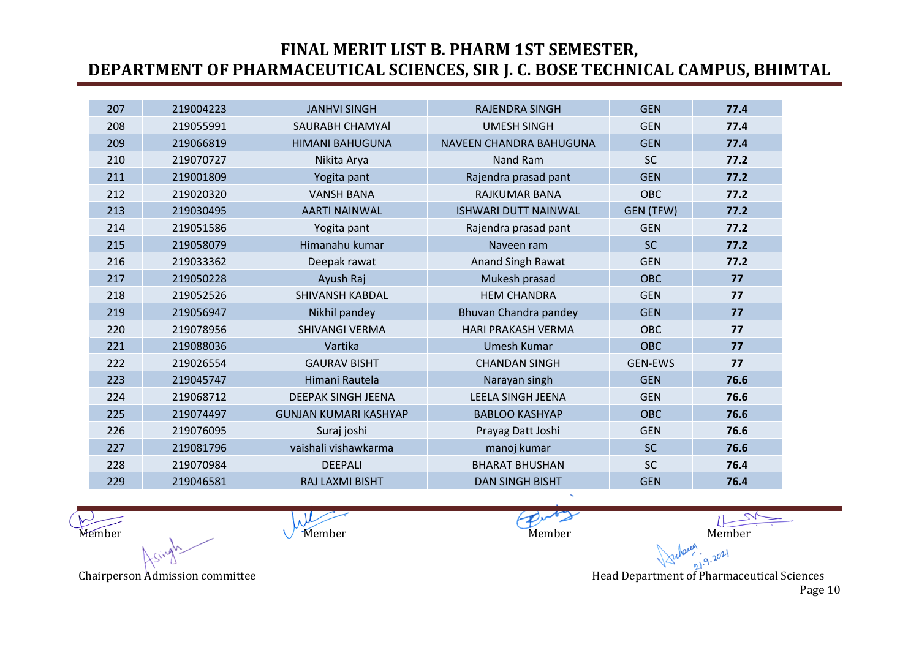# FINAL MERIT LIST B. PHARM 1ST SEMESTER, DEPARTMENT OF PHARMACEUTICAL SCIENCES, SIR J. C. BOSE TECHNICAL CAMPUS, BHIMTAL

| | | | | | |
|---|---|---|---|---|---|
| 207 | 219004223 | JANHVI SINGH | RAJENDRA SINGH | GEN | **77.4** |
| 208 | 219055991 | SAURABH CHAMYAl | UMESH SINGH | GEN | **77.4** |
| 209 | 219066819 | HIMANI BAHUGUNA | NAVEEN CHANDRA BAHUGUNA | GEN | **77.4** |
| 210 | 219070727 | Nikita Arya | Nand Ram | SC | **77.2** |
| 211 | 219001809 | Yogita pant | Rajendra prasad pant | GEN | **77.2** |
| 212 | 219020320 | VANSH BANA | RAJKUMAR BANA | OBC | **77.2** |
| 213 | 219030495 | AARTI NAINWAL | ISHWARI DUTT NAINWAL | GEN (TFW) | **77.2** |
| 214 | 219051586 | Yogita pant | Rajendra prasad pant | GEN | **77.2** |
| 215 | 219058079 | Himanahu kumar | Naveen ram | SC | **77.2** |
| 216 | 219033362 | Deepak rawat | Anand Singh Rawat | GEN | **77.2** |
| 217 | 219050228 | Ayush Raj | Mukesh prasad | OBC | **77** |
| 218 | 219052526 | SHIVANSH KABDAL | HEM CHANDRA | GEN | **77** |
| 219 | 219056947 | Nikhil pandey | Bhuvan Chandra pandey | GEN | **77** |
| 220 | 219078956 | SHIVANGI VERMA | HARI PRAKASH VERMA | OBC | **77** |
| 221 | 219088036 | Vartika | Umesh Kumar | OBC | **77** |
| 222 | 219026554 | GAURAV BISHT | CHANDAN SINGH | GEN-EWS | **77** |
| 223 | 219045747 | Himani Rautela | Narayan singh | GEN | **76.6** |
| 224 | 219068712 | DEEPAK SINGH JEENA | LEELA SINGH JEENA | GEN | **76.6** |
| 225 | 219074497 | GUNJAN KUMARI KASHYAP | BABLOO KASHYAP | OBC | **76.6** |
| 226 | 219076095 | Suraj joshi | Prayag Datt Joshi | GEN | **76.6** |
| 227 | 219081796 | vaishali vishawkarma | manoj kumar | SC | **76.6** |
| 228 | 219070984 | DEEPALI | BHARAT BHUSHAN | SC | **76.4** |
| 229 | 219046581 | RAJ LAXMI BISHT | DAN SINGH BISHT | GEN | **76.4** |

Member Member Member Member

Chairperson Admission committee

21.9.2021

Head Department of Pharmaceutical Sciences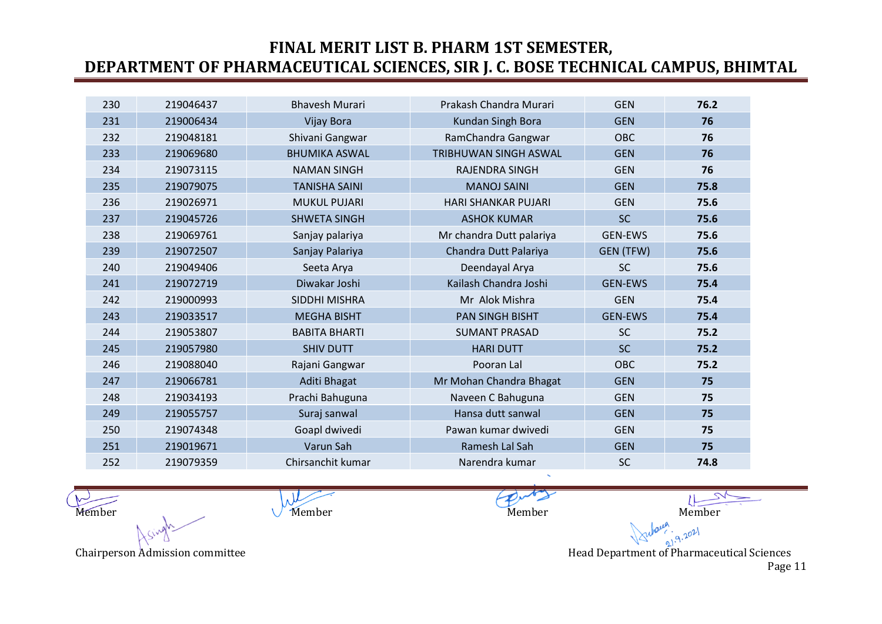# FINAL MERIT LIST B. PHARM 1ST SEMESTER, DEPARTMENT OF PHARMACEUTICAL SCIENCES, SIR J. C. BOSE TECHNICAL CAMPUS, BHIMTAL

| | | | | | |
|---|---|---|---|---|---|
| 230 | 219046437 | Bhavesh Murari | Prakash Chandra Murari | GEN | **76.2** |
| 231 | 219006434 | Vijay Bora | Kundan Singh Bora | GEN | **76** |
| 232 | 219048181 | Shivani Gangwar | RamChandra Gangwar | OBC | **76** |
| 233 | 219069680 | BHUMIKA ASWAL | TRIBHUWAN SINGH ASWAL | GEN | **76** |
| 234 | 219073115 | NAMAN SINGH | RAJENDRA SINGH | GEN | **76** |
| 235 | 219079075 | TANISHA SAINI | MANOJ SAINI | GEN | **75.8** |
| 236 | 219026971 | MUKUL PUJARI | HARI SHANKAR PUJARI | GEN | **75.6** |
| 237 | 219045726 | SHWETA SINGH | ASHOK KUMAR | SC | **75.6** |
| 238 | 219069761 | Sanjay palariya | Mr chandra Dutt palariya | GEN-EWS | **75.6** |
| 239 | 219072507 | Sanjay Palariya | Chandra Dutt Palariya | GEN (TFW) | **75.6** |
| 240 | 219049406 | Seeta Arya | Deendayal Arya | SC | **75.6** |
| 241 | 219072719 | Diwakar Joshi | Kailash Chandra Joshi | GEN-EWS | **75.4** |
| 242 | 219000993 | SIDDHI MISHRA | Mr Alok Mishra | GEN | **75.4** |
| 243 | 219033517 | MEGHA BISHT | PAN SINGH BISHT | GEN-EWS | **75.4** |
| 244 | 219053807 | BABITA BHARTI | SUMANT PRASAD | SC | **75.2** |
| 245 | 219057980 | SHIV DUTT | HARI DUTT | SC | **75.2** |
| 246 | 219088040 | Rajani Gangwar | Pooran Lal | OBC | **75.2** |
| 247 | 219066781 | Aditi Bhagat | Mr Mohan Chandra Bhagat | GEN | **75** |
| 248 | 219034193 | Prachi Bahuguna | Naveen C Bahuguna | GEN | **75** |
| 249 | 219055757 | Suraj sanwal | Hansa dutt sanwal | GEN | **75** |
| 250 | 219074348 | Goapl dwivedi | Pawan kumar dwivedi | GEN | **75** |
| 251 | 219019671 | Varun Sah | Ramesh Lal Sah | GEN | **75** |
| 252 | 219079359 | Chirsanchit kumar | Narendra kumar | SC | **74.8** |

Member Member Member Member

Chairperson Admission committee

Head Department of Pharmaceutical Sciences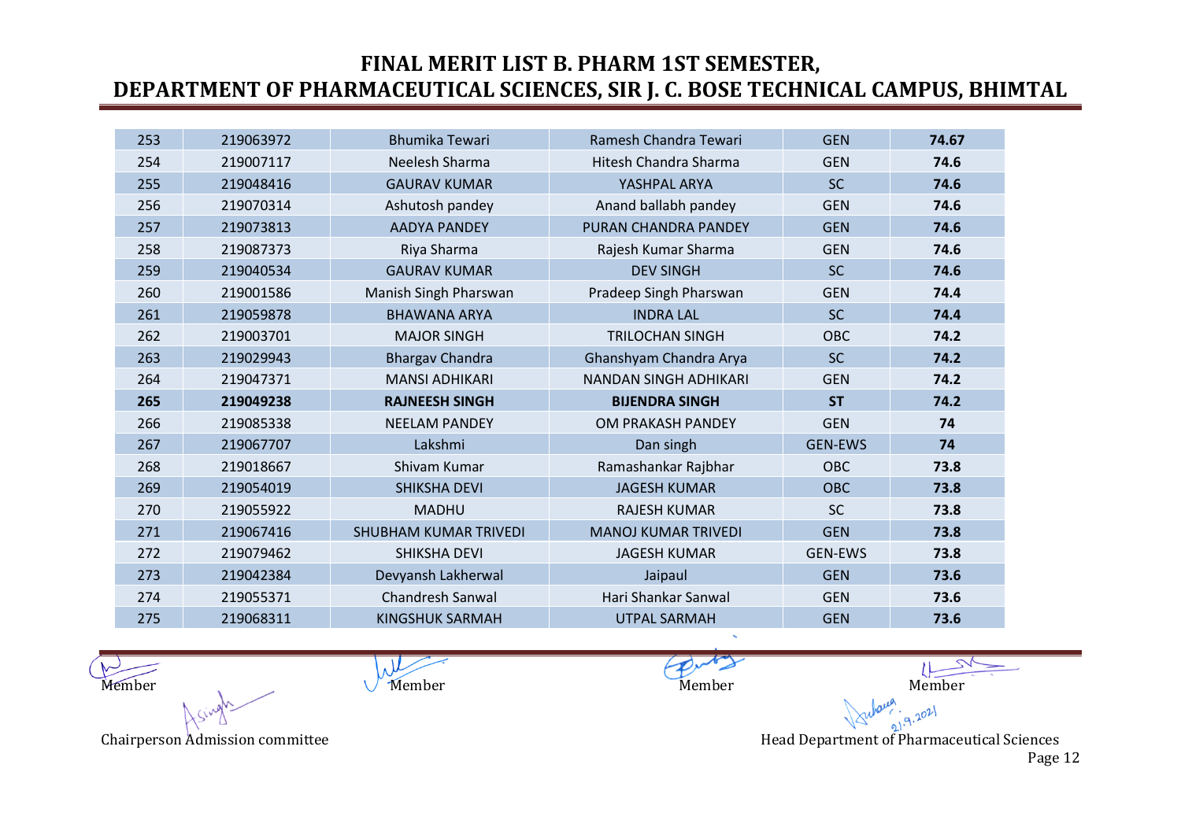# FINAL MERIT LIST B. PHARM 1ST SEMESTER, DEPARTMENT OF PHARMACEUTICAL SCIENCES, SIR J. C. BOSE TECHNICAL CAMPUS, BHIMTAL

| | | | | | |
|---|---|---|---|---|---|
| 253 | 219063972 | Bhumika Tewari | Ramesh Chandra Tewari | GEN | **74.67** |
| 254 | 219007117 | Neelesh Sharma | Hitesh Chandra Sharma | GEN | **74.6** |
| 255 | 219048416 | GAURAV KUMAR | YASHPAL ARYA | SC | **74.6** |
| 256 | 219070314 | Ashutosh pandey | Anand ballabh pandey | GEN | **74.6** |
| 257 | 219073813 | AADYA PANDEY | PURAN CHANDRA PANDEY | GEN | **74.6** |
| 258 | 219087373 | Riya Sharma | Rajesh Kumar Sharma | GEN | **74.6** |
| 259 | 219040534 | GAURAV KUMAR | DEV SINGH | SC | **74.6** |
| 260 | 219001586 | Manish Singh Pharswan | Pradeep Singh Pharswan | GEN | **74.4** |
| 261 | 219059878 | BHAWANA ARYA | INDRA LAL | SC | **74.4** |
| 262 | 219003701 | MAJOR SINGH | TRILOCHAN SINGH | OBC | **74.2** |
| 263 | 219029943 | Bhargav Chandra | Ghanshyam Chandra Arya | SC | **74.2** |
| 264 | 219047371 | MANSI ADHIKARI | NANDAN SINGH ADHIKARI | GEN | **74.2** |
| **265** | **219049238** | **RAJNEESH SINGH** | **BIJENDRA SINGH** | **ST** | **74.2** |
| 266 | 219085338 | NEELAM PANDEY | OM PRAKASH PANDEY | GEN | **74** |
| 267 | 219067707 | Lakshmi | Dan singh | GEN-EWS | **74** |
| 268 | 219018667 | Shivam Kumar | Ramashankar Rajbhar | OBC | **73.8** |
| 269 | 219054019 | SHIKSHA DEVI | JAGESH KUMAR | OBC | **73.8** |
| 270 | 219055922 | MADHU | RAJESH KUMAR | SC | **73.8** |
| 271 | 219067416 | SHUBHAM KUMAR TRIVEDI | MANOJ KUMAR TRIVEDI | GEN | **73.8** |
| 272 | 219079462 | SHIKSHA DEVI | JAGESH KUMAR | GEN-EWS | **73.8** |
| 273 | 219042384 | Devyansh Lakherwal | Jaipaul | GEN | **73.6** |
| 274 | 219055371 | Chandresh Sanwal | Hari Shankar Sanwal | GEN | **73.6** |
| 275 | 219068311 | KINGSHUK SARMAH | UTPAL SARMAH | GEN | **73.6** |

Member Member Member Member

Chairperson Admission committee

21.9.2021

Head Department of Pharmaceutical Sciences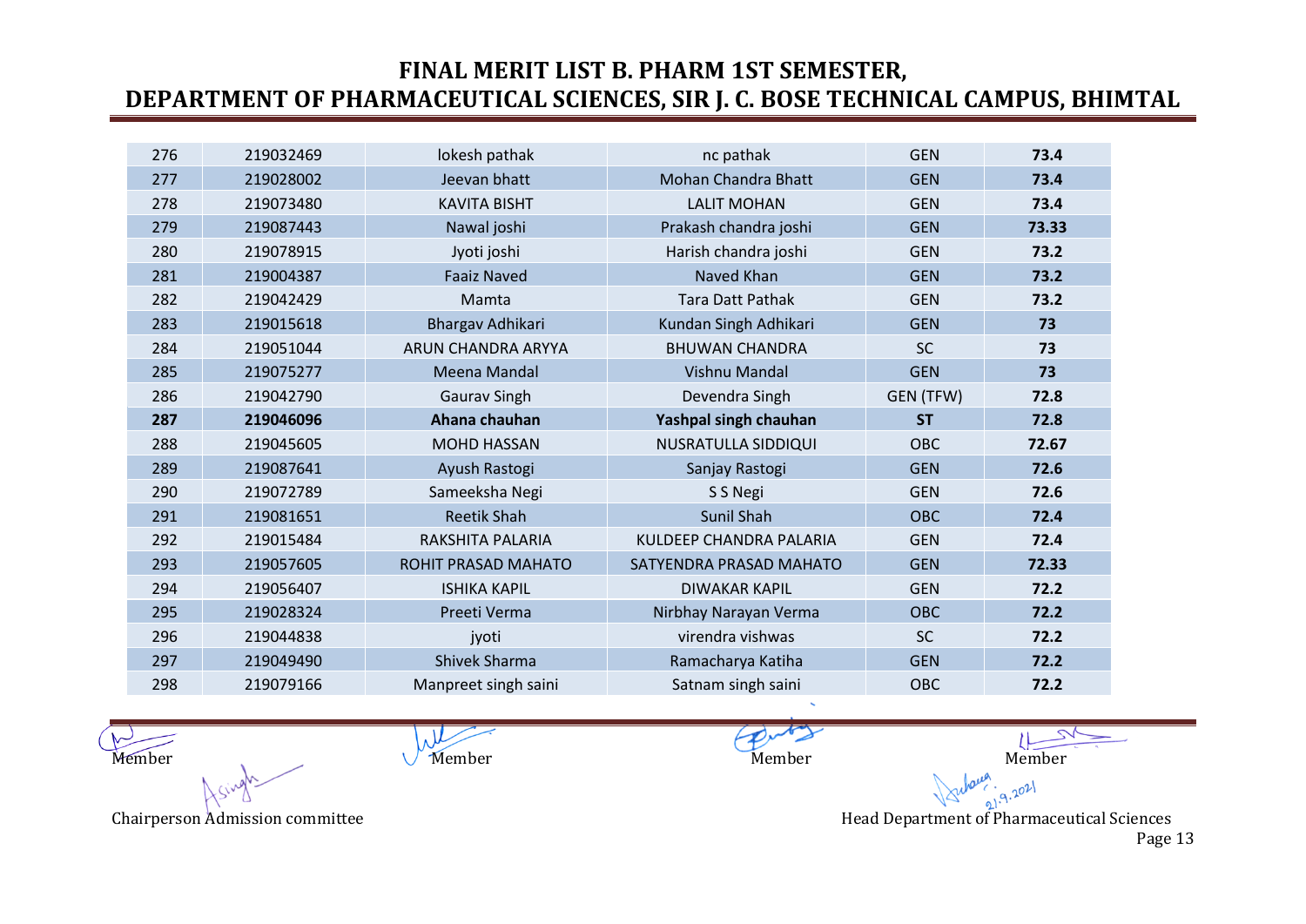# FINAL MERIT LIST B. PHARM 1ST SEMESTER, DEPARTMENT OF PHARMACEUTICAL SCIENCES, SIR J. C. BOSE TECHNICAL CAMPUS, BHIMTAL

| | | | | | |
|---|---|---|---|---|---|
| 276 | 219032469 | lokesh pathak | nc pathak | GEN | **73.4** |
| 277 | 219028002 | Jeevan bhatt | Mohan Chandra Bhatt | GEN | **73.4** |
| 278 | 219073480 | KAVITA BISHT | LALIT MOHAN | GEN | **73.4** |
| 279 | 219087443 | Nawal joshi | Prakash chandra joshi | GEN | **73.33** |
| 280 | 219078915 | Jyoti joshi | Harish chandra joshi | GEN | **73.2** |
| 281 | 219004387 | Faaiz Naved | Naved Khan | GEN | **73.2** |
| 282 | 219042429 | Mamta | Tara Datt Pathak | GEN | **73.2** |
| 283 | 219015618 | Bhargav Adhikari | Kundan Singh Adhikari | GEN | **73** |
| 284 | 219051044 | ARUN CHANDRA ARYYA | BHUWAN CHANDRA | SC | **73** |
| 285 | 219075277 | Meena Mandal | Vishnu Mandal | GEN | **73** |
| 286 | 219042790 | Gaurav Singh | Devendra Singh | GEN (TFW) | **72.8** |
| **287** | **219046096** | **Ahana chauhan** | **Yashpal singh chauhan** | **ST** | **72.8** |
| 288 | 219045605 | MOHD HASSAN | NUSRATULLA SIDDIQUI | OBC | **72.67** |
| 289 | 219087641 | Ayush Rastogi | Sanjay Rastogi | GEN | **72.6** |
| 290 | 219072789 | Sameeksha Negi | S S Negi | GEN | **72.6** |
| 291 | 219081651 | Reetik Shah | Sunil Shah | OBC | **72.4** |
| 292 | 219015484 | RAKSHITA PALARIA | KULDEEP CHANDRA PALARIA | GEN | **72.4** |
| 293 | 219057605 | ROHIT PRASAD MAHATO | SATYENDRA PRASAD MAHATO | GEN | **72.33** |
| 294 | 219056407 | ISHIKA KAPIL | DIWAKAR KAPIL | GEN | **72.2** |
| 295 | 219028324 | Preeti Verma | Nirbhay Narayan Verma | OBC | **72.2** |
| 296 | 219044838 | jyoti | virendra vishwas | SC | **72.2** |
| 297 | 219049490 | Shivek Sharma | Ramacharya Katiha | GEN | **72.2** |
| 298 | 219079166 | Manpreet singh saini | Satnam singh saini | OBC | **72.2** |

Member　　Member　　Member　　Member

Chairperson Admission committee　　　　Head Department of Pharmaceutical Sciences

21.9.2021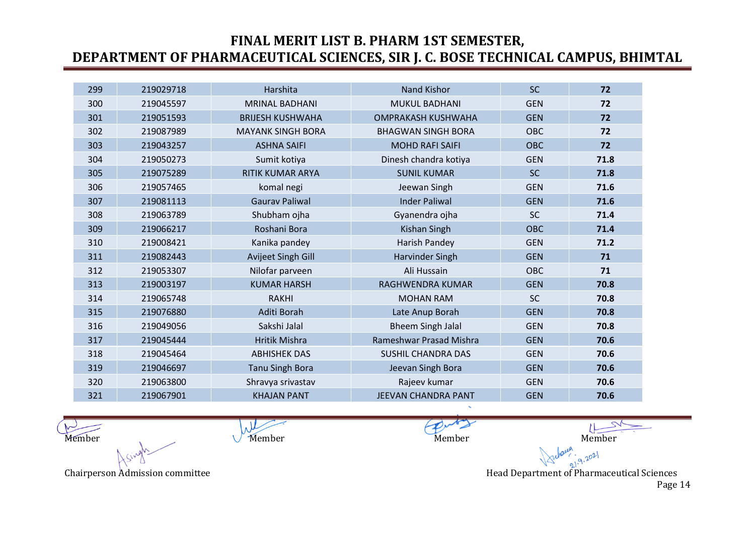# FINAL MERIT LIST B. PHARM 1ST SEMESTER, DEPARTMENT OF PHARMACEUTICAL SCIENCES, SIR J. C. BOSE TECHNICAL CAMPUS, BHIMTAL

| | | | | | |
|---|---|---|---|---|---|
| 299 | 219029718 | Harshita | Nand Kishor | SC | **72** |
| 300 | 219045597 | MRINAL BADHANI | MUKUL BADHANI | GEN | **72** |
| 301 | 219051593 | BRIJESH KUSHWAHA | OMPRAKASH KUSHWAHA | GEN | **72** |
| 302 | 219087989 | MAYANK SINGH BORA | BHAGWAN SINGH BORA | OBC | **72** |
| 303 | 219043257 | ASHNA SAIFI | MOHD RAFI SAIFI | OBC | **72** |
| 304 | 219050273 | Sumit kotiya | Dinesh chandra kotiya | GEN | **71.8** |
| 305 | 219075289 | RITIK KUMAR ARYA | SUNIL KUMAR | SC | **71.8** |
| 306 | 219057465 | komal negi | Jeewan Singh | GEN | **71.6** |
| 307 | 219081113 | Gaurav Paliwal | Inder Paliwal | GEN | **71.6** |
| 308 | 219063789 | Shubham ojha | Gyanendra ojha | SC | **71.4** |
| 309 | 219066217 | Roshani Bora | Kishan Singh | OBC | **71.4** |
| 310 | 219008421 | Kanika pandey | Harish Pandey | GEN | **71.2** |
| 311 | 219082443 | Avijeet Singh Gill | Harvinder Singh | GEN | **71** |
| 312 | 219053307 | Nilofar parveen | Ali Hussain | OBC | **71** |
| 313 | 219003197 | KUMAR HARSH | RAGHWENDRA KUMAR | GEN | **70.8** |
| 314 | 219065748 | RAKHI | MOHAN RAM | SC | **70.8** |
| 315 | 219076880 | Aditi Borah | Late Anup Borah | GEN | **70.8** |
| 316 | 219049056 | Sakshi Jalal | Bheem Singh Jalal | GEN | **70.8** |
| 317 | 219045444 | Hritik Mishra | Rameshwar Prasad Mishra | GEN | **70.6** |
| 318 | 219045464 | ABHISHEK DAS | SUSHIL CHANDRA DAS | GEN | **70.6** |
| 319 | 219046697 | Tanu Singh Bora | Jeevan Singh Bora | GEN | **70.6** |
| 320 | 219063800 | Shravya srivastav | Rajeev kumar | GEN | **70.6** |
| 321 | 219067901 | KHAJAN PANT | JEEVAN CHANDRA PANT | GEN | **70.6** |

Member | Member | Member | Member

Chairperson Admission committee

21.9.2021

Head Department of Pharmaceutical Sciences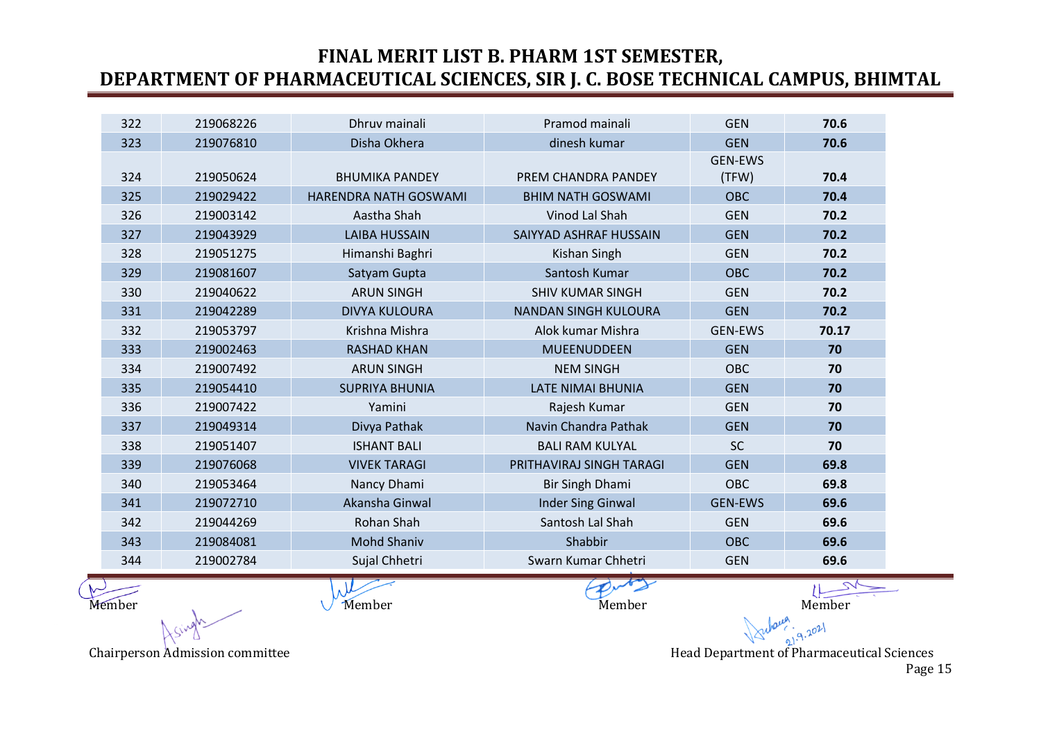# FINAL MERIT LIST B. PHARM 1ST SEMESTER, DEPARTMENT OF PHARMACEUTICAL SCIENCES, SIR J. C. BOSE TECHNICAL CAMPUS, BHIMTAL

| | | | | | |
|---|---|---|---|---|---|
| 322 | 219068226 | Dhruv mainali | Pramod mainali | GEN | **70.6** |
| 323 | 219076810 | Disha Okhera | dinesh kumar | GEN | **70.6** |
| 324 | 219050624 | BHUMIKA PANDEY | PREM CHANDRA PANDEY | GEN-EWS (TFW) | **70.4** |
| 325 | 219029422 | HARENDRA NATH GOSWAMI | BHIM NATH GOSWAMI | OBC | **70.4** |
| 326 | 219003142 | Aastha Shah | Vinod Lal Shah | GEN | **70.2** |
| 327 | 219043929 | LAIBA HUSSAIN | SAIYYAD ASHRAF HUSSAIN | GEN | **70.2** |
| 328 | 219051275 | Himanshi Baghri | Kishan Singh | GEN | **70.2** |
| 329 | 219081607 | Satyam Gupta | Santosh Kumar | OBC | **70.2** |
| 330 | 219040622 | ARUN SINGH | SHIV KUMAR SINGH | GEN | **70.2** |
| 331 | 219042289 | DIVYA KULOURA | NANDAN SINGH KULOURA | GEN | **70.2** |
| 332 | 219053797 | Krishna Mishra | Alok kumar Mishra | GEN-EWS | **70.17** |
| 333 | 219002463 | RASHAD KHAN | MUEENUDDEEN | GEN | **70** |
| 334 | 219007492 | ARUN SINGH | NEM SINGH | OBC | **70** |
| 335 | 219054410 | SUPRIYA BHUNIA | LATE NIMAI BHUNIA | GEN | **70** |
| 336 | 219007422 | Yamini | Rajesh Kumar | GEN | **70** |
| 337 | 219049314 | Divya Pathak | Navin Chandra Pathak | GEN | **70** |
| 338 | 219051407 | ISHANT BALI | BALI RAM KULYAL | SC | **70** |
| 339 | 219076068 | VIVEK TARAGI | PRITHAVIRAJ SINGH TARAGI | GEN | **69.8** |
| 340 | 219053464 | Nancy Dhami | Bir Singh Dhami | OBC | **69.8** |
| 341 | 219072710 | Akansha Ginwal | Inder Sing Ginwal | GEN-EWS | **69.6** |
| 342 | 219044269 | Rohan Shah | Santosh Lal Shah | GEN | **69.6** |
| 343 | 219084081 | Mohd Shaniv | Shabbir | OBC | **69.6** |
| 344 | 219002784 | Sujal Chhetri | Swarn Kumar Chhetri | GEN | **69.6** |

Member Member Member Member

Chairperson Admission committee

21.9.2021

Head Department of Pharmaceutical Sciences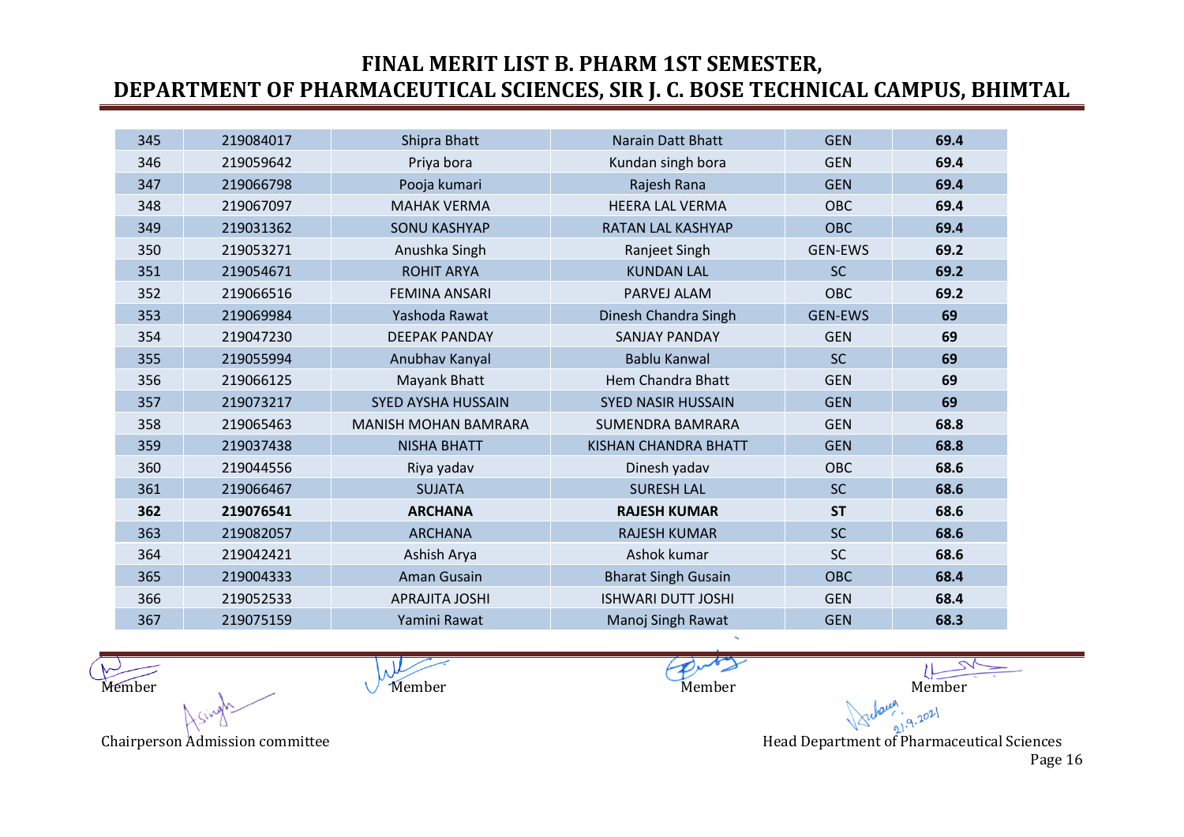# FINAL MERIT LIST B. PHARM 1ST SEMESTER,
# DEPARTMENT OF PHARMACEUTICAL SCIENCES, SIR J. C. BOSE TECHNICAL CAMPUS, BHIMTAL

| | | | | | |
|---|---|---|---|---|---|
| 345 | 219084017 | Shipra Bhatt | Narain Datt Bhatt | GEN | **69.4** |
| 346 | 219059642 | Priya bora | Kundan singh bora | GEN | **69.4** |
| 347 | 219066798 | Pooja kumari | Rajesh Rana | GEN | **69.4** |
| 348 | 219067097 | MAHAK VERMA | HEERA LAL VERMA | OBC | **69.4** |
| 349 | 219031362 | SONU KASHYAP | RATAN LAL KASHYAP | OBC | **69.4** |
| 350 | 219053271 | Anushka Singh | Ranjeet Singh | GEN-EWS | **69.2** |
| 351 | 219054671 | ROHIT ARYA | KUNDAN LAL | SC | **69.2** |
| 352 | 219066516 | FEMINA ANSARI | PARVEJ ALAM | OBC | **69.2** |
| 353 | 219069984 | Yashoda Rawat | Dinesh Chandra Singh | GEN-EWS | **69** |
| 354 | 219047230 | DEEPAK PANDAY | SANJAY PANDAY | GEN | **69** |
| 355 | 219055994 | Anubhav Kanyal | Bablu Kanwal | SC | **69** |
| 356 | 219066125 | Mayank Bhatt | Hem Chandra Bhatt | GEN | **69** |
| 357 | 219073217 | SYED AYSHA HUSSAIN | SYED NASIR HUSSAIN | GEN | **69** |
| 358 | 219065463 | MANISH MOHAN BAMRARA | SUMENDRA BAMRARA | GEN | **68.8** |
| 359 | 219037438 | NISHA BHATT | KISHAN CHANDRA BHATT | GEN | **68.8** |
| 360 | 219044556 | Riya yadav | Dinesh yadav | OBC | **68.6** |
| 361 | 219066467 | SUJATA | SURESH LAL | SC | **68.6** |
| **362** | **219076541** | **ARCHANA** | **RAJESH KUMAR** | **ST** | **68.6** |
| 363 | 219082057 | ARCHANA | RAJESH KUMAR | SC | **68.6** |
| 364 | 219042421 | Ashish Arya | Ashok kumar | SC | **68.6** |
| 365 | 219004333 | Aman Gusain | Bharat Singh Gusain | OBC | **68.4** |
| 366 | 219052533 | APRAJITA JOSHI | ISHWARI DUTT JOSHI | GEN | **68.4** |
| 367 | 219075159 | Yamini Rawat | Manoj Singh Rawat | GEN | **68.3** |

Member Member Member Member

Chairperson Admission committee

21.9.2021

Head Department of Pharmaceutical Sciences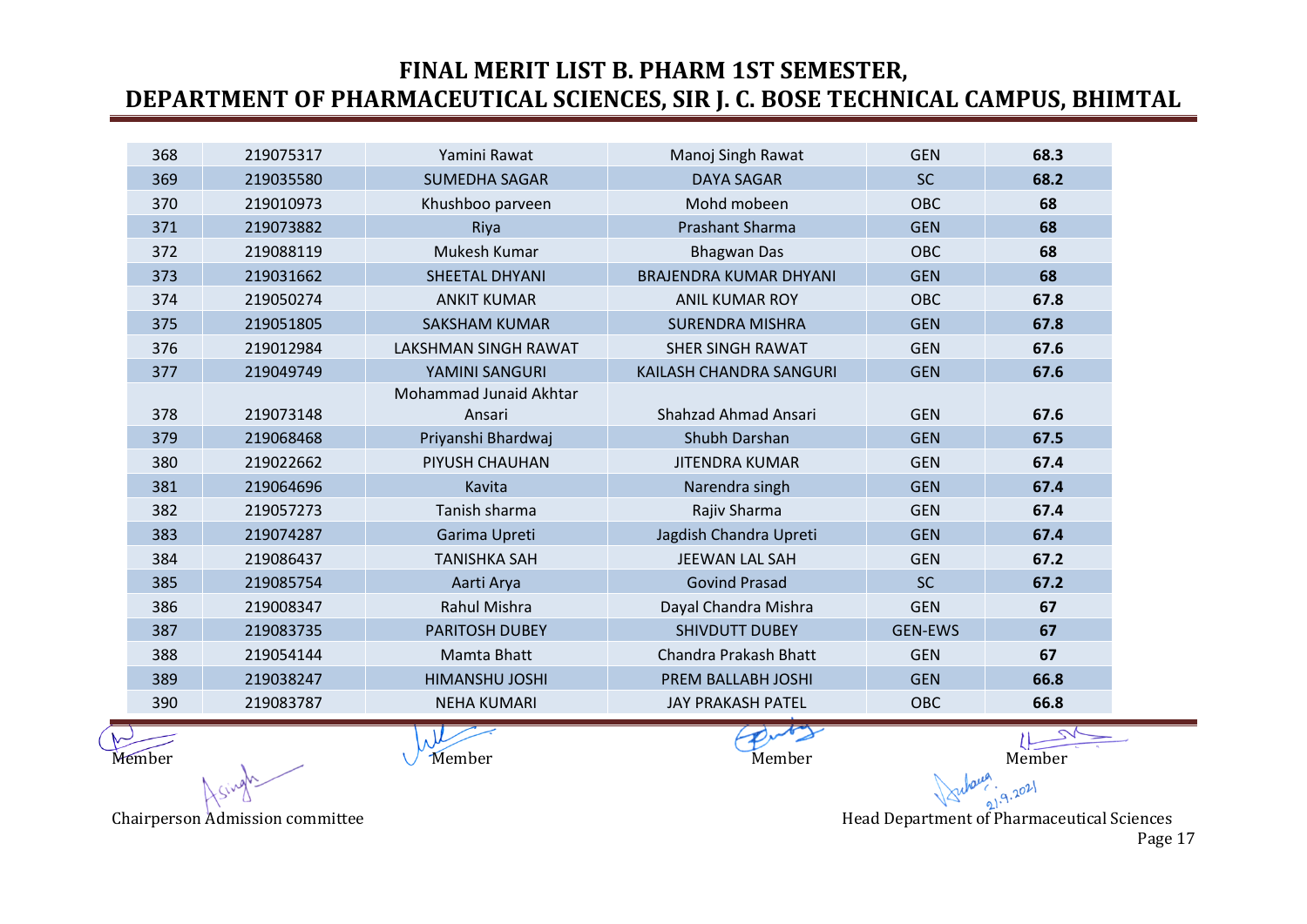# FINAL MERIT LIST B. PHARM 1ST SEMESTER, DEPARTMENT OF PHARMACEUTICAL SCIENCES, SIR J. C. BOSE TECHNICAL CAMPUS, BHIMTAL

| | | | | | |
|---|---|---|---|---|---|
| 368 | 219075317 | Yamini Rawat | Manoj Singh Rawat | GEN | **68.3** |
| 369 | 219035580 | SUMEDHA SAGAR | DAYA SAGAR | SC | **68.2** |
| 370 | 219010973 | Khushboo parveen | Mohd mobeen | OBC | **68** |
| 371 | 219073882 | Riya | Prashant Sharma | GEN | **68** |
| 372 | 219088119 | Mukesh Kumar | Bhagwan Das | OBC | **68** |
| 373 | 219031662 | SHEETAL DHYANI | BRAJENDRA KUMAR DHYANI | GEN | **68** |
| 374 | 219050274 | ANKIT KUMAR | ANIL KUMAR ROY | OBC | **67.8** |
| 375 | 219051805 | SAKSHAM KUMAR | SURENDRA MISHRA | GEN | **67.8** |
| 376 | 219012984 | LAKSHMAN SINGH RAWAT | SHER SINGH RAWAT | GEN | **67.6** |
| 377 | 219049749 | YAMINI SANGURI | KAILASH CHANDRA SANGURI | GEN | **67.6** |
| 378 | 219073148 | Mohammad Junaid Akhtar Ansari | Shahzad Ahmad Ansari | GEN | **67.6** |
| 379 | 219068468 | Priyanshi Bhardwaj | Shubh Darshan | GEN | **67.5** |
| 380 | 219022662 | PIYUSH CHAUHAN | JITENDRA KUMAR | GEN | **67.4** |
| 381 | 219064696 | Kavita | Narendra singh | GEN | **67.4** |
| 382 | 219057273 | Tanish sharma | Rajiv Sharma | GEN | **67.4** |
| 383 | 219074287 | Garima Upreti | Jagdish Chandra Upreti | GEN | **67.4** |
| 384 | 219086437 | TANISHKA SAH | JEEWAN LAL SAH | GEN | **67.2** |
| 385 | 219085754 | Aarti Arya | Govind Prasad | SC | **67.2** |
| 386 | 219008347 | Rahul Mishra | Dayal Chandra Mishra | GEN | **67** |
| 387 | 219083735 | PARITOSH DUBEY | SHIVDUTT DUBEY | GEN-EWS | **67** |
| 388 | 219054144 | Mamta Bhatt | Chandra Prakash Bhatt | GEN | **67** |
| 389 | 219038247 | HIMANSHU JOSHI | PREM BALLABH JOSHI | GEN | **66.8** |
| 390 | 219083787 | NEHA KUMARI | JAY PRAKASH PATEL | OBC | **66.8** |

Member Member Member Member

Chairperson Admission committee Head Department of Pharmaceutical Sciences

21.9.2021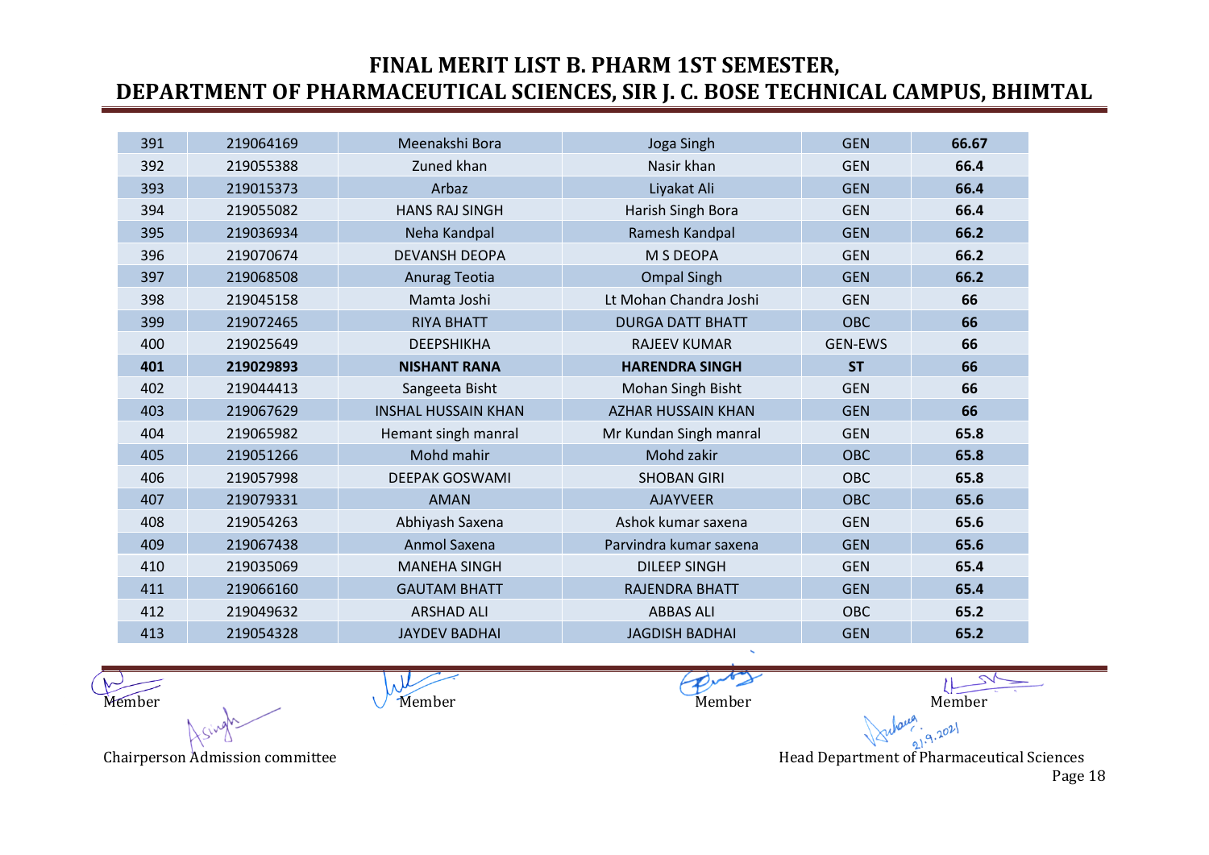# FINAL MERIT LIST B. PHARM 1ST SEMESTER, DEPARTMENT OF PHARMACEUTICAL SCIENCES, SIR J. C. BOSE TECHNICAL CAMPUS, BHIMTAL

| | | | | | |
|---|---|---|---|---|---|
| 391 | 219064169 | Meenakshi Bora | Joga Singh | GEN | **66.67** |
| 392 | 219055388 | Zuned khan | Nasir khan | GEN | **66.4** |
| 393 | 219015373 | Arbaz | Liyakat Ali | GEN | **66.4** |
| 394 | 219055082 | HANS RAJ SINGH | Harish Singh Bora | GEN | **66.4** |
| 395 | 219036934 | Neha Kandpal | Ramesh Kandpal | GEN | **66.2** |
| 396 | 219070674 | DEVANSH DEOPA | M S DEOPA | GEN | **66.2** |
| 397 | 219068508 | Anurag Teotia | Ompal Singh | GEN | **66.2** |
| 398 | 219045158 | Mamta Joshi | Lt Mohan Chandra Joshi | GEN | **66** |
| 399 | 219072465 | RIYA BHATT | DURGA DATT BHATT | OBC | **66** |
| 400 | 219025649 | DEEPSHIKHA | RAJEEV KUMAR | GEN-EWS | **66** |
| **401** | **219029893** | **NISHANT RANA** | **HARENDRA SINGH** | **ST** | **66** |
| 402 | 219044413 | Sangeeta Bisht | Mohan Singh Bisht | GEN | **66** |
| 403 | 219067629 | INSHAL HUSSAIN KHAN | AZHAR HUSSAIN KHAN | GEN | **66** |
| 404 | 219065982 | Hemant singh manral | Mr Kundan Singh manral | GEN | **65.8** |
| 405 | 219051266 | Mohd mahir | Mohd zakir | OBC | **65.8** |
| 406 | 219057998 | DEEPAK GOSWAMI | SHOBAN GIRI | OBC | **65.8** |
| 407 | 219079331 | AMAN | AJAYVEER | OBC | **65.6** |
| 408 | 219054263 | Abhiyash Saxena | Ashok kumar saxena | GEN | **65.6** |
| 409 | 219067438 | Anmol Saxena | Parvindra kumar saxena | GEN | **65.6** |
| 410 | 219035069 | MANEHA SINGH | DILEEP SINGH | GEN | **65.4** |
| 411 | 219066160 | GAUTAM BHATT | RAJENDRA BHATT | GEN | **65.4** |
| 412 | 219049632 | ARSHAD ALI | ABBAS ALI | OBC | **65.2** |
| 413 | 219054328 | JAYDEV BADHAI | JAGDISH BADHAI | GEN | **65.2** |

Member Member Member Member

Chairperson Admission committee

Head Department of Pharmaceutical Sciences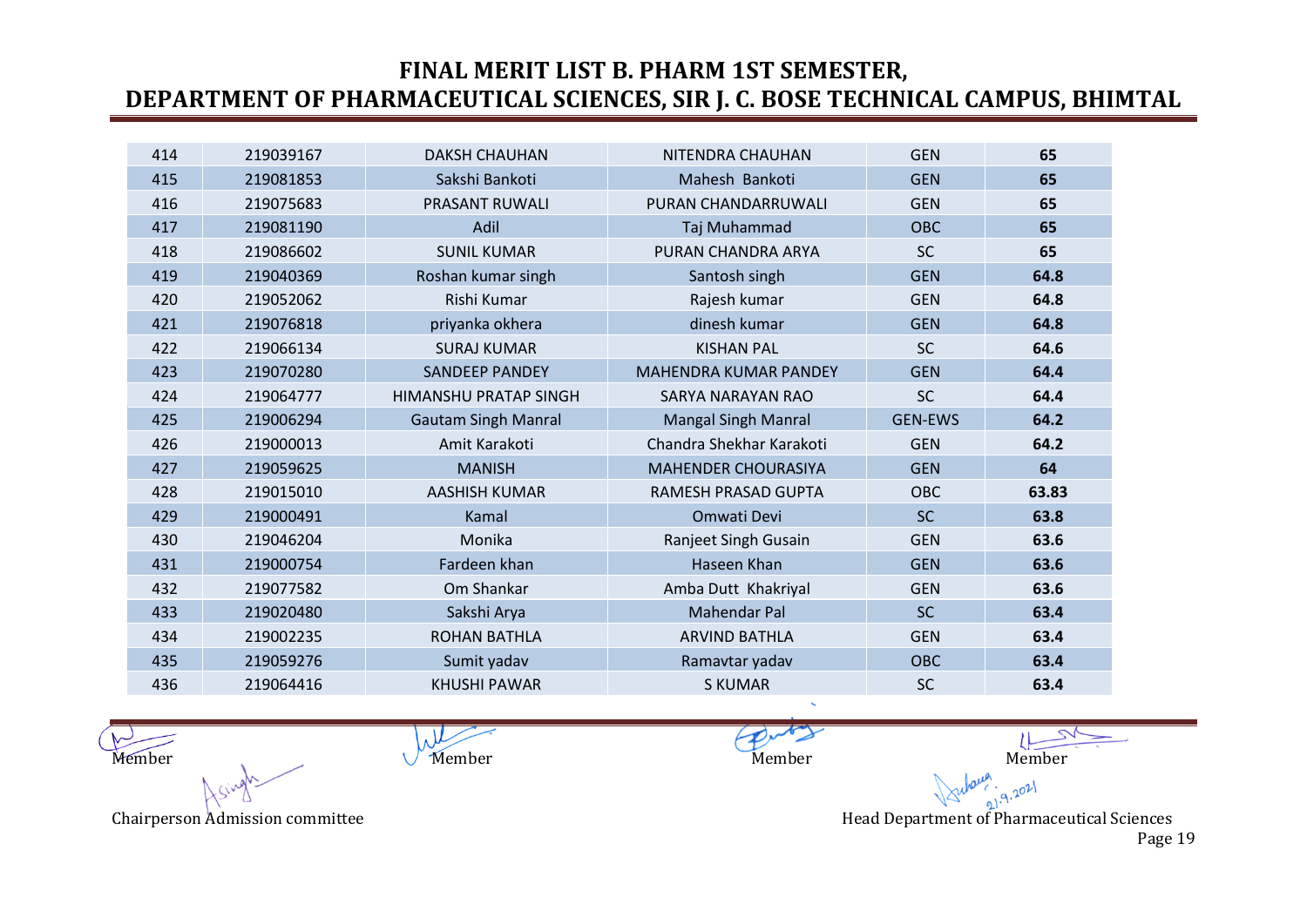# FINAL MERIT LIST B. PHARM 1ST SEMESTER, DEPARTMENT OF PHARMACEUTICAL SCIENCES, SIR J. C. BOSE TECHNICAL CAMPUS, BHIMTAL

| | | | | | |
|---|---|---|---|---|---|
| 414 | 219039167 | DAKSH CHAUHAN | NITENDRA CHAUHAN | GEN | **65** |
| 415 | 219081853 | Sakshi Bankoti | Mahesh Bankoti | GEN | **65** |
| 416 | 219075683 | PRASANT RUWALI | PURAN CHANDARRUWALI | GEN | **65** |
| 417 | 219081190 | Adil | Taj Muhammad | OBC | **65** |
| 418 | 219086602 | SUNIL KUMAR | PURAN CHANDRA ARYA | SC | **65** |
| 419 | 219040369 | Roshan kumar singh | Santosh singh | GEN | **64.8** |
| 420 | 219052062 | Rishi Kumar | Rajesh kumar | GEN | **64.8** |
| 421 | 219076818 | priyanka okhera | dinesh kumar | GEN | **64.8** |
| 422 | 219066134 | SURAJ KUMAR | KISHAN PAL | SC | **64.6** |
| 423 | 219070280 | SANDEEP PANDEY | MAHENDRA KUMAR PANDEY | GEN | **64.4** |
| 424 | 219064777 | HIMANSHU PRATAP SINGH | SARYA NARAYAN RAO | SC | **64.4** |
| 425 | 219006294 | Gautam Singh Manral | Mangal Singh Manral | GEN-EWS | **64.2** |
| 426 | 219000013 | Amit Karakoti | Chandra Shekhar Karakoti | GEN | **64.2** |
| 427 | 219059625 | MANISH | MAHENDER CHOURASIYA | GEN | **64** |
| 428 | 219015010 | AASHISH KUMAR | RAMESH PRASAD GUPTA | OBC | **63.83** |
| 429 | 219000491 | Kamal | Omwati Devi | SC | **63.8** |
| 430 | 219046204 | Monika | Ranjeet Singh Gusain | GEN | **63.6** |
| 431 | 219000754 | Fardeen khan | Haseen Khan | GEN | **63.6** |
| 432 | 219077582 | Om Shankar | Amba Dutt Khakriyal | GEN | **63.6** |
| 433 | 219020480 | Sakshi Arya | Mahendar Pal | SC | **63.4** |
| 434 | 219002235 | ROHAN BATHLA | ARVIND BATHLA | GEN | **63.4** |
| 435 | 219059276 | Sumit yadav | Ramavtar yadav | OBC | **63.4** |
| 436 | 219064416 | KHUSHI PAWAR | S KUMAR | SC | **63.4** |

Member Member Member Member

Chairperson Admission committee

21.9.2021

Head Department of Pharmaceutical Sciences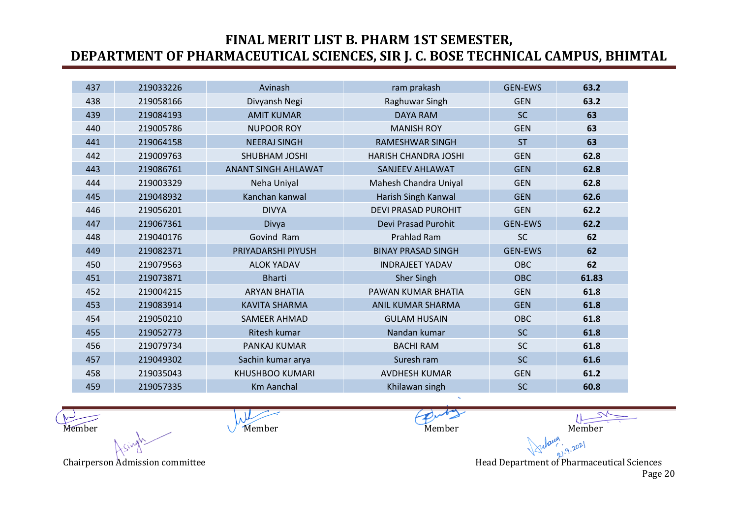# FINAL MERIT LIST B. PHARM 1ST SEMESTER, DEPARTMENT OF PHARMACEUTICAL SCIENCES, SIR J. C. BOSE TECHNICAL CAMPUS, BHIMTAL

| | | | | | |
|---|---|---|---|---|---|
| 437 | 219033226 | Avinash | ram prakash | GEN-EWS | **63.2** |
| 438 | 219058166 | Divyansh Negi | Raghuwar Singh | GEN | **63.2** |
| 439 | 219084193 | AMIT KUMAR | DAYA RAM | SC | **63** |
| 440 | 219005786 | NUPOOR ROY | MANISH ROY | GEN | **63** |
| 441 | 219064158 | NEERAJ SINGH | RAMESHWAR SINGH | ST | **63** |
| 442 | 219009763 | SHUBHAM JOSHI | HARISH CHANDRA JOSHI | GEN | **62.8** |
| 443 | 219086761 | ANANT SINGH AHLAWAT | SANJEEV AHLAWAT | GEN | **62.8** |
| 444 | 219003329 | Neha Uniyal | Mahesh Chandra Uniyal | GEN | **62.8** |
| 445 | 219048932 | Kanchan kanwal | Harish Singh Kanwal | GEN | **62.6** |
| 446 | 219056201 | DIVYA | DEVI PRASAD PUROHIT | GEN | **62.2** |
| 447 | 219067361 | Divya | Devi Prasad Purohit | GEN-EWS | **62.2** |
| 448 | 219040176 | Govind Ram | Prahlad Ram | SC | **62** |
| 449 | 219082371 | PRIYADARSHI PIYUSH | BINAY PRASAD SINGH | GEN-EWS | **62** |
| 450 | 219079563 | ALOK YADAV | INDRAJEET YADAV | OBC | **62** |
| 451 | 219073871 | Bharti | Sher Singh | OBC | **61.83** |
| 452 | 219004215 | ARYAN BHATIA | PAWAN KUMAR BHATIA | GEN | **61.8** |
| 453 | 219083914 | KAVITA SHARMA | ANIL KUMAR SHARMA | GEN | **61.8** |
| 454 | 219050210 | SAMEER AHMAD | GULAM HUSAIN | OBC | **61.8** |
| 455 | 219052773 | Ritesh kumar | Nandan kumar | SC | **61.8** |
| 456 | 219079734 | PANKAJ KUMAR | BACHI RAM | SC | **61.8** |
| 457 | 219049302 | Sachin kumar arya | Suresh ram | SC | **61.6** |
| 458 | 219035043 | KHUSHBOO KUMARI | AVDHESH KUMAR | GEN | **61.2** |
| 459 | 219057335 | Km Aanchal | Khilawan singh | SC | **60.8** |

Member Member Member Member

Chairperson Admission committee

21.9.2021

Head Department of Pharmaceutical Sciences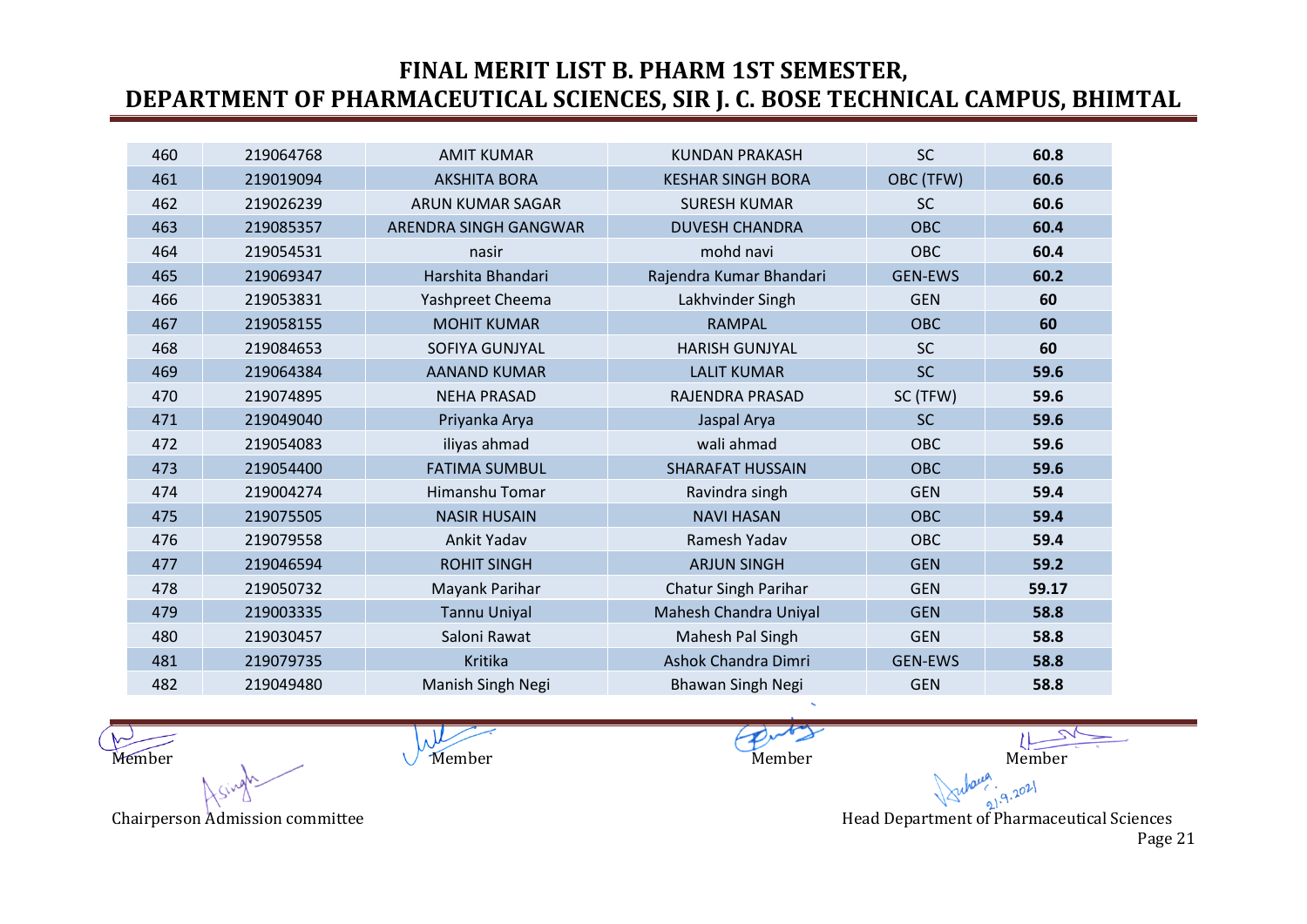# FINAL MERIT LIST B. PHARM 1ST SEMESTER, DEPARTMENT OF PHARMACEUTICAL SCIENCES, SIR J. C. BOSE TECHNICAL CAMPUS, BHIMTAL

| | | | | | |
|---|---|---|---|---|---|
| 460 | 219064768 | AMIT KUMAR | KUNDAN PRAKASH | SC | **60.8** |
| 461 | 219019094 | AKSHITA BORA | KESHAR SINGH BORA | OBC (TFW) | **60.6** |
| 462 | 219026239 | ARUN KUMAR SAGAR | SURESH KUMAR | SC | **60.6** |
| 463 | 219085357 | ARENDRA SINGH GANGWAR | DUVESH CHANDRA | OBC | **60.4** |
| 464 | 219054531 | nasir | mohd navi | OBC | **60.4** |
| 465 | 219069347 | Harshita Bhandari | Rajendra Kumar Bhandari | GEN-EWS | **60.2** |
| 466 | 219053831 | Yashpreet Cheema | Lakhvinder Singh | GEN | **60** |
| 467 | 219058155 | MOHIT KUMAR | RAMPAL | OBC | **60** |
| 468 | 219084653 | SOFIYA GUNJYAL | HARISH GUNJYAL | SC | **60** |
| 469 | 219064384 | AANAND KUMAR | LALIT KUMAR | SC | **59.6** |
| 470 | 219074895 | NEHA PRASAD | RAJENDRA PRASAD | SC (TFW) | **59.6** |
| 471 | 219049040 | Priyanka Arya | Jaspal Arya | SC | **59.6** |
| 472 | 219054083 | iliyas ahmad | wali ahmad | OBC | **59.6** |
| 473 | 219054400 | FATIMA SUMBUL | SHARAFAT HUSSAIN | OBC | **59.6** |
| 474 | 219004274 | Himanshu Tomar | Ravindra singh | GEN | **59.4** |
| 475 | 219075505 | NASIR HUSAIN | NAVI HASAN | OBC | **59.4** |
| 476 | 219079558 | Ankit Yadav | Ramesh Yadav | OBC | **59.4** |
| 477 | 219046594 | ROHIT SINGH | ARJUN SINGH | GEN | **59.2** |
| 478 | 219050732 | Mayank Parihar | Chatur Singh Parihar | GEN | **59.17** |
| 479 | 219003335 | Tannu Uniyal | Mahesh Chandra Uniyal | GEN | **58.8** |
| 480 | 219030457 | Saloni Rawat | Mahesh Pal Singh | GEN | **58.8** |
| 481 | 219079735 | Kritika | Ashok Chandra Dimri | GEN-EWS | **58.8** |
| 482 | 219049480 | Manish Singh Negi | Bhawan Singh Negi | GEN | **58.8** |

Member          Member          Member          Member

Chairperson Admission committee          21.9.2021 Head Department of Pharmaceutical Sciences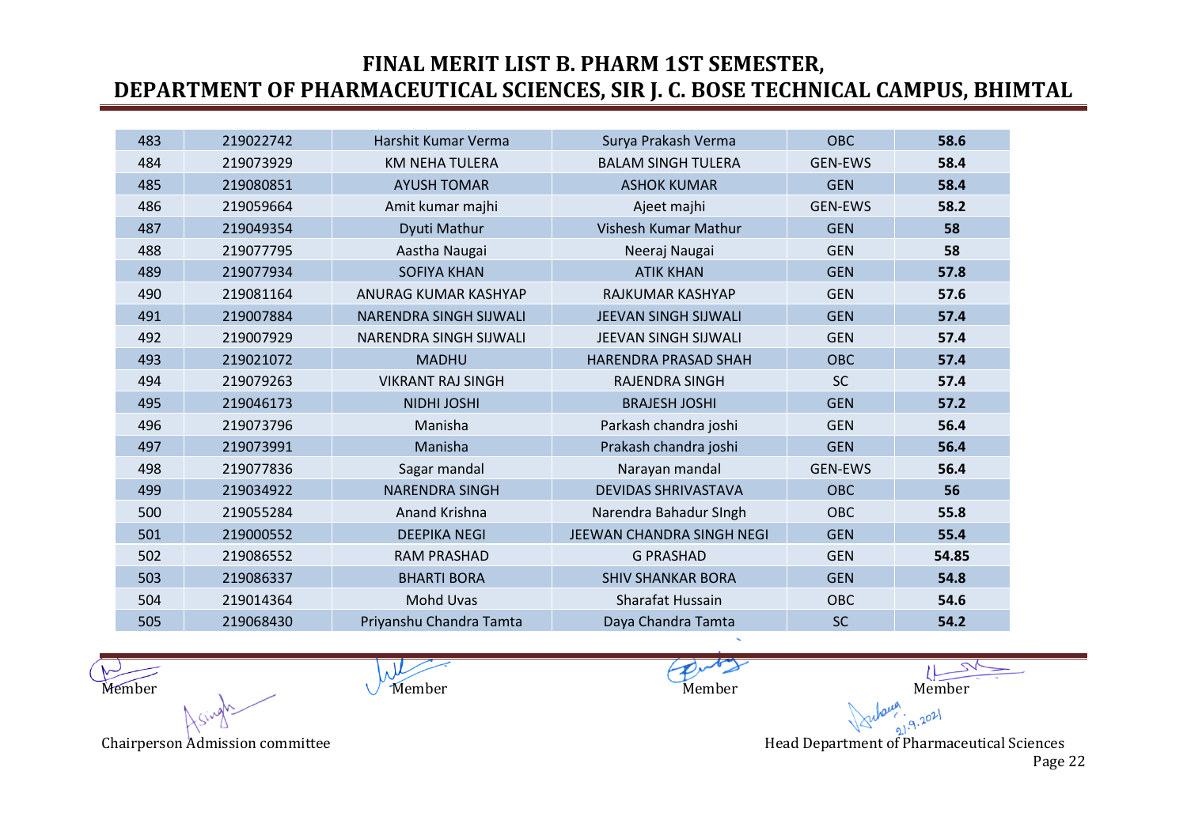# FINAL MERIT LIST B. PHARM 1ST SEMESTER, DEPARTMENT OF PHARMACEUTICAL SCIENCES, SIR J. C. BOSE TECHNICAL CAMPUS, BHIMTAL

| | | | | | |
|---|---|---|---|---|---|
| 483 | 219022742 | Harshit Kumar Verma | Surya Prakash Verma | OBC | **58.6** |
| 484 | 219073929 | KM NEHA TULERA | BALAM SINGH TULERA | GEN-EWS | **58.4** |
| 485 | 219080851 | AYUSH TOMAR | ASHOK KUMAR | GEN | **58.4** |
| 486 | 219059664 | Amit kumar majhi | Ajeet majhi | GEN-EWS | **58.2** |
| 487 | 219049354 | Dyuti Mathur | Vishesh Kumar Mathur | GEN | **58** |
| 488 | 219077795 | Aastha Naugai | Neeraj Naugai | GEN | **58** |
| 489 | 219077934 | SOFIYA KHAN | ATIK KHAN | GEN | **57.8** |
| 490 | 219081164 | ANURAG KUMAR KASHYAP | RAJKUMAR KASHYAP | GEN | **57.6** |
| 491 | 219007884 | NARENDRA SINGH SIJWALI | JEEVAN SINGH SIJWALI | GEN | **57.4** |
| 492 | 219007929 | NARENDRA SINGH SIJWALI | JEEVAN SINGH SIJWALI | GEN | **57.4** |
| 493 | 219021072 | MADHU | HARENDRA PRASAD SHAH | OBC | **57.4** |
| 494 | 219079263 | VIKRANT RAJ SINGH | RAJENDRA SINGH | SC | **57.4** |
| 495 | 219046173 | NIDHI JOSHI | BRAJESH JOSHI | GEN | **57.2** |
| 496 | 219073796 | Manisha | Parkash chandra joshi | GEN | **56.4** |
| 497 | 219073991 | Manisha | Prakash chandra joshi | GEN | **56.4** |
| 498 | 219077836 | Sagar mandal | Narayan mandal | GEN-EWS | **56.4** |
| 499 | 219034922 | NARENDRA SINGH | DEVIDAS SHRIVASTAVA | OBC | **56** |
| 500 | 219055284 | Anand Krishna | Narendra Bahadur SIngh | OBC | **55.8** |
| 501 | 219000552 | DEEPIKA NEGI | JEEWAN CHANDRA SINGH NEGI | GEN | **55.4** |
| 502 | 219086552 | RAM PRASHAD | G PRASHAD | GEN | **54.85** |
| 503 | 219086337 | BHARTI BORA | SHIV SHANKAR BORA | GEN | **54.8** |
| 504 | 219014364 | Mohd Uvas | Sharafat Hussain | OBC | **54.6** |
| 505 | 219068430 | Priyanshu Chandra Tamta | Daya Chandra Tamta | SC | **54.2** |

Member        Member        Member        Member

Chairperson Admission committee        Head Department of Pharmaceutical Sciences

21.9.2021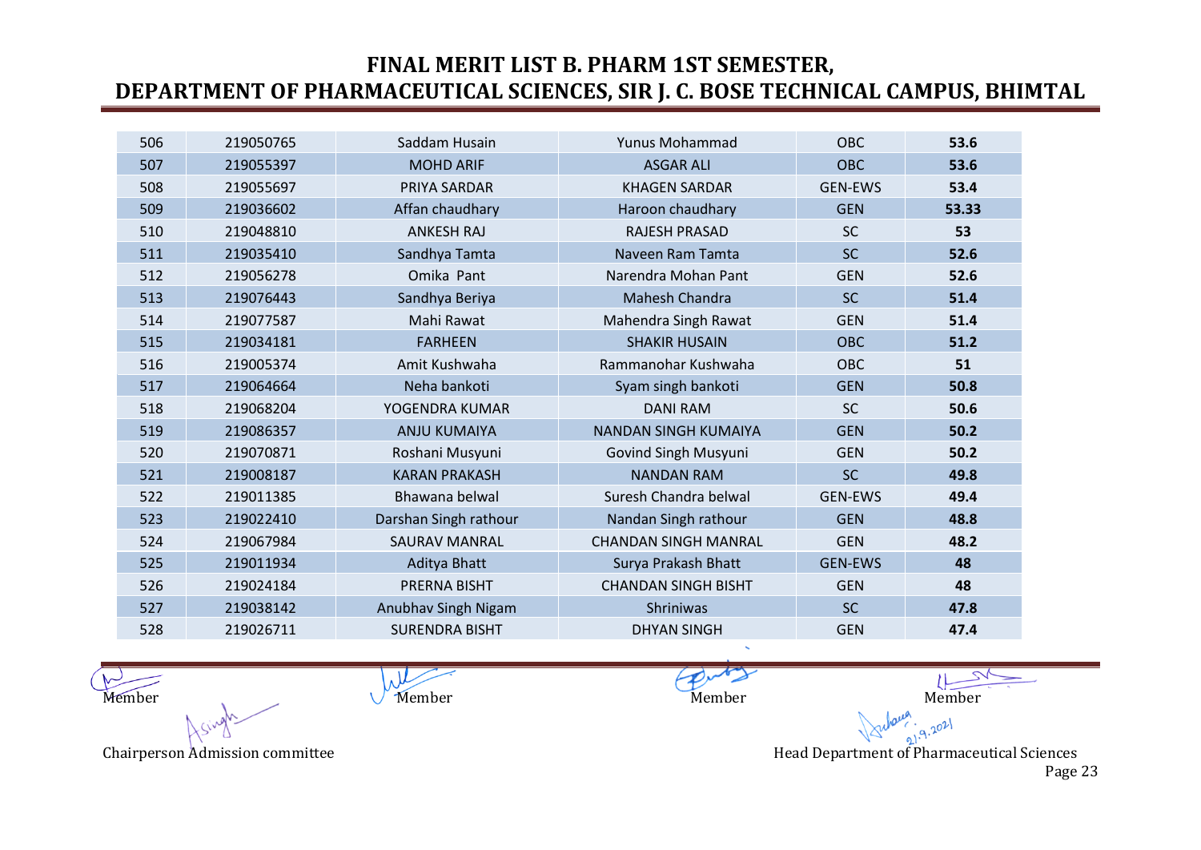# FINAL MERIT LIST B. PHARM 1ST SEMESTER, DEPARTMENT OF PHARMACEUTICAL SCIENCES, SIR J. C. BOSE TECHNICAL CAMPUS, BHIMTAL

| | | | | | |
|---|---|---|---|---|---|
| 506 | 219050765 | Saddam Husain | Yunus Mohammad | OBC | **53.6** |
| 507 | 219055397 | MOHD ARIF | ASGAR ALI | OBC | **53.6** |
| 508 | 219055697 | PRIYA SARDAR | KHAGEN SARDAR | GEN-EWS | **53.4** |
| 509 | 219036602 | Affan chaudhary | Haroon chaudhary | GEN | **53.33** |
| 510 | 219048810 | ANKESH RAJ | RAJESH PRASAD | SC | **53** |
| 511 | 219035410 | Sandhya Tamta | Naveen Ram Tamta | SC | **52.6** |
| 512 | 219056278 | Omika Pant | Narendra Mohan Pant | GEN | **52.6** |
| 513 | 219076443 | Sandhya Beriya | Mahesh Chandra | SC | **51.4** |
| 514 | 219077587 | Mahi Rawat | Mahendra Singh Rawat | GEN | **51.4** |
| 515 | 219034181 | FARHEEN | SHAKIR HUSAIN | OBC | **51.2** |
| 516 | 219005374 | Amit Kushwaha | Rammanohar Kushwaha | OBC | **51** |
| 517 | 219064664 | Neha bankoti | Syam singh bankoti | GEN | **50.8** |
| 518 | 219068204 | YOGENDRA KUMAR | DANI RAM | SC | **50.6** |
| 519 | 219086357 | ANJU KUMAIYA | NANDAN SINGH KUMAIYA | GEN | **50.2** |
| 520 | 219070871 | Roshani Musyuni | Govind Singh Musyuni | GEN | **50.2** |
| 521 | 219008187 | KARAN PRAKASH | NANDAN RAM | SC | **49.8** |
| 522 | 219011385 | Bhawana belwal | Suresh Chandra belwal | GEN-EWS | **49.4** |
| 523 | 219022410 | Darshan Singh rathour | Nandan Singh rathour | GEN | **48.8** |
| 524 | 219067984 | SAURAV MANRAL | CHANDAN SINGH MANRAL | GEN | **48.2** |
| 525 | 219011934 | Aditya Bhatt | Surya Prakash Bhatt | GEN-EWS | **48** |
| 526 | 219024184 | PRERNA BISHT | CHANDAN SINGH BISHT | GEN | **48** |
| 527 | 219038142 | Anubhav Singh Nigam | Shriniwas | SC | **47.8** |
| 528 | 219026711 | SURENDRA BISHT | DHYAN SINGH | GEN | **47.4** |

Member Member Member Member

Chairperson Admission committee

Head Department of Pharmaceutical Sciences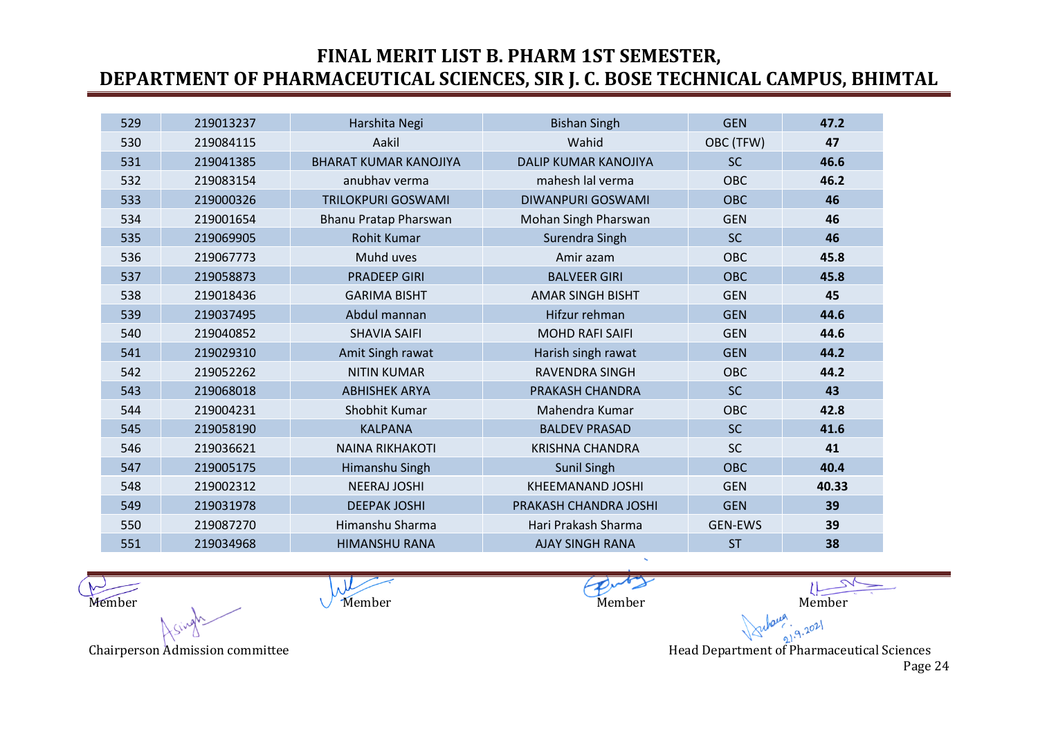# FINAL MERIT LIST B. PHARM 1ST SEMESTER, DEPARTMENT OF PHARMACEUTICAL SCIENCES, SIR J. C. BOSE TECHNICAL CAMPUS, BHIMTAL

| | | | | | |
|---|---|---|---|---|---|
| 529 | 219013237 | Harshita Negi | Bishan Singh | GEN | **47.2** |
| 530 | 219084115 | Aakil | Wahid | OBC (TFW) | **47** |
| 531 | 219041385 | BHARAT KUMAR KANOJIYA | DALIP KUMAR KANOJIYA | SC | **46.6** |
| 532 | 219083154 | anubhav verma | mahesh lal verma | OBC | **46.2** |
| 533 | 219000326 | TRILOKPURI GOSWAMI | DIWANPURI GOSWAMI | OBC | **46** |
| 534 | 219001654 | Bhanu Pratap Pharswan | Mohan Singh Pharswan | GEN | **46** |
| 535 | 219069905 | Rohit Kumar | Surendra Singh | SC | **46** |
| 536 | 219067773 | Muhd uves | Amir azam | OBC | **45.8** |
| 537 | 219058873 | PRADEEP GIRI | BALVEER GIRI | OBC | **45.8** |
| 538 | 219018436 | GARIMA BISHT | AMAR SINGH BISHT | GEN | **45** |
| 539 | 219037495 | Abdul mannan | Hifzur rehman | GEN | **44.6** |
| 540 | 219040852 | SHAVIA SAIFI | MOHD RAFI SAIFI | GEN | **44.6** |
| 541 | 219029310 | Amit Singh rawat | Harish singh rawat | GEN | **44.2** |
| 542 | 219052262 | NITIN KUMAR | RAVENDRA SINGH | OBC | **44.2** |
| 543 | 219068018 | ABHISHEK ARYA | PRAKASH CHANDRA | SC | **43** |
| 544 | 219004231 | Shobhit Kumar | Mahendra Kumar | OBC | **42.8** |
| 545 | 219058190 | KALPANA | BALDEV PRASAD | SC | **41.6** |
| 546 | 219036621 | NAINA RIKHAKOTI | KRISHNA CHANDRA | SC | **41** |
| 547 | 219005175 | Himanshu Singh | Sunil Singh | OBC | **40.4** |
| 548 | 219002312 | NEERAJ JOSHI | KHEEMANAND JOSHI | GEN | **40.33** |
| 549 | 219031978 | DEEPAK JOSHI | PRAKASH CHANDRA JOSHI | GEN | **39** |
| 550 | 219087270 | Himanshu Sharma | Hari Prakash Sharma | GEN-EWS | **39** |
| 551 | 219034968 | HIMANSHU RANA | AJAY SINGH RANA | ST | **38** |

Member Member Member Member

Chairperson Admission committee

Head Department of Pharmaceutical Sciences

21.9.2021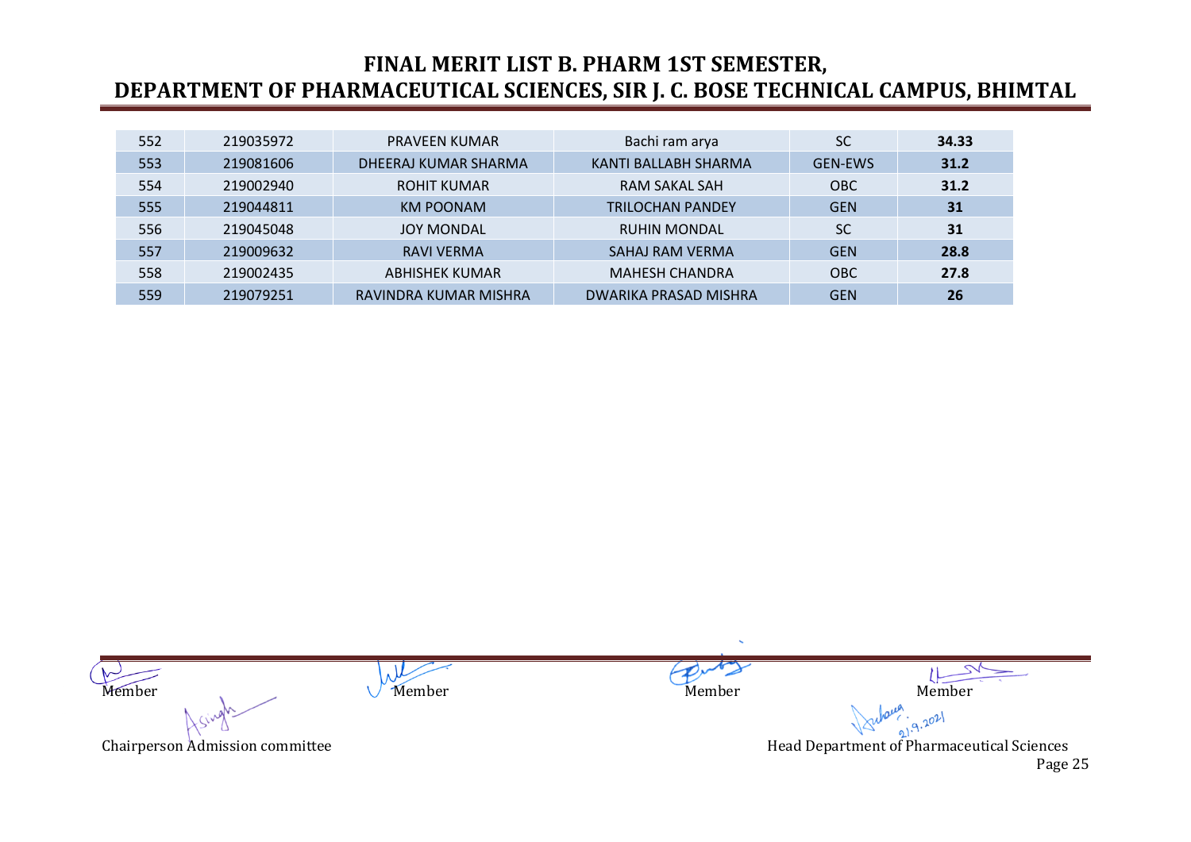# FINAL MERIT LIST B. PHARM 1ST SEMESTER,
# DEPARTMENT OF PHARMACEUTICAL SCIENCES, SIR J. C. BOSE TECHNICAL CAMPUS, BHIMTAL

| | | | | | |
|---|---|---|---|---|---|
| 552 | 219035972 | PRAVEEN KUMAR | Bachi ram arya | SC | **34.33** |
| 553 | 219081606 | DHEERAJ KUMAR SHARMA | KANTI BALLABH SHARMA | GEN-EWS | **31.2** |
| 554 | 219002940 | ROHIT KUMAR | RAM SAKAL SAH | OBC | **31.2** |
| 555 | 219044811 | KM POONAM | TRILOCHAN PANDEY | GEN | **31** |
| 556 | 219045048 | JOY MONDAL | RUHIN MONDAL | SC | **31** |
| 557 | 219009632 | RAVI VERMA | SAHAJ RAM VERMA | GEN | **28.8** |
| 558 | 219002435 | ABHISHEK KUMAR | MAHESH CHANDRA | OBC | **27.8** |
| 559 | 219079251 | RAVINDRA KUMAR MISHRA | DWARIKA PRASAD MISHRA | GEN | **26** |

Member Member Member Member

Chairperson Admission committee

21.9.2021

Head Department of Pharmaceutical Sciences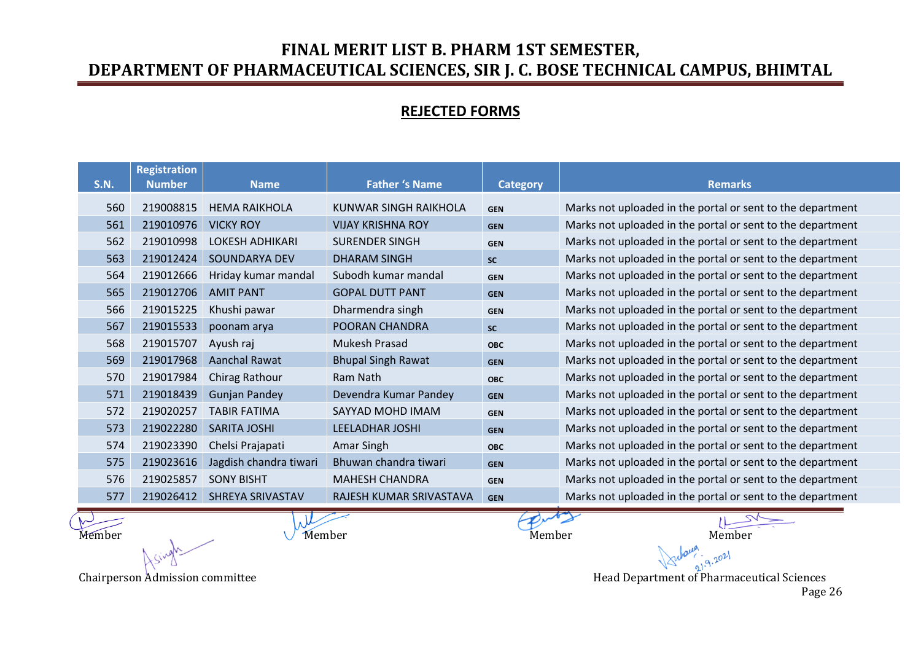# FINAL MERIT LIST B. PHARM 1ST SEMESTER, DEPARTMENT OF PHARMACEUTICAL SCIENCES, SIR J. C. BOSE TECHNICAL CAMPUS, BHIMTAL

## REJECTED FORMS

| S.N. | Registration Number | Name | Father 's Name | Category | Remarks |
|---|---|---|---|---|---|
| 560 | 219008815 | HEMA RAIKHOLA | KUNWAR SINGH RAIKHOLA | GEN | Marks not uploaded in the portal or sent to the department |
| 561 | 219010976 | VICKY ROY | VIJAY KRISHNA ROY | GEN | Marks not uploaded in the portal or sent to the department |
| 562 | 219010998 | LOKESH ADHIKARI | SURENDER SINGH | GEN | Marks not uploaded in the portal or sent to the department |
| 563 | 219012424 | SOUNDARYA DEV | DHARAM SINGH | SC | Marks not uploaded in the portal or sent to the department |
| 564 | 219012666 | Hriday kumar mandal | Subodh kumar mandal | GEN | Marks not uploaded in the portal or sent to the department |
| 565 | 219012706 | AMIT PANT | GOPAL DUTT PANT | GEN | Marks not uploaded in the portal or sent to the department |
| 566 | 219015225 | Khushi pawar | Dharmendra singh | GEN | Marks not uploaded in the portal or sent to the department |
| 567 | 219015533 | poonam arya | POORAN CHANDRA | SC | Marks not uploaded in the portal or sent to the department |
| 568 | 219015707 | Ayush raj | Mukesh Prasad | OBC | Marks not uploaded in the portal or sent to the department |
| 569 | 219017968 | Aanchal Rawat | Bhupal Singh Rawat | GEN | Marks not uploaded in the portal or sent to the department |
| 570 | 219017984 | Chirag Rathour | Ram Nath | OBC | Marks not uploaded in the portal or sent to the department |
| 571 | 219018439 | Gunjan Pandey | Devendra Kumar Pandey | GEN | Marks not uploaded in the portal or sent to the department |
| 572 | 219020257 | TABIR FATIMA | SAYYAD MOHD IMAM | GEN | Marks not uploaded in the portal or sent to the department |
| 573 | 219022280 | SARITA JOSHI | LEELADHAR JOSHI | GEN | Marks not uploaded in the portal or sent to the department |
| 574 | 219023390 | Chelsi Prajapati | Amar Singh | OBC | Marks not uploaded in the portal or sent to the department |
| 575 | 219023616 | Jagdish chandra tiwari | Bhuwan chandra tiwari | GEN | Marks not uploaded in the portal or sent to the department |
| 576 | 219025857 | SONY BISHT | MAHESH CHANDRA | GEN | Marks not uploaded in the portal or sent to the department |
| 577 | 219026412 | SHREYA SRIVASTAV | RAJESH KUMAR SRIVASTAVA | GEN | Marks not uploaded in the portal or sent to the department |

Member　　　　Member　　　　Member　　　　Member

Chairperson Admission committee　　　　Head Department of Pharmaceutical Sciences

21.9.2021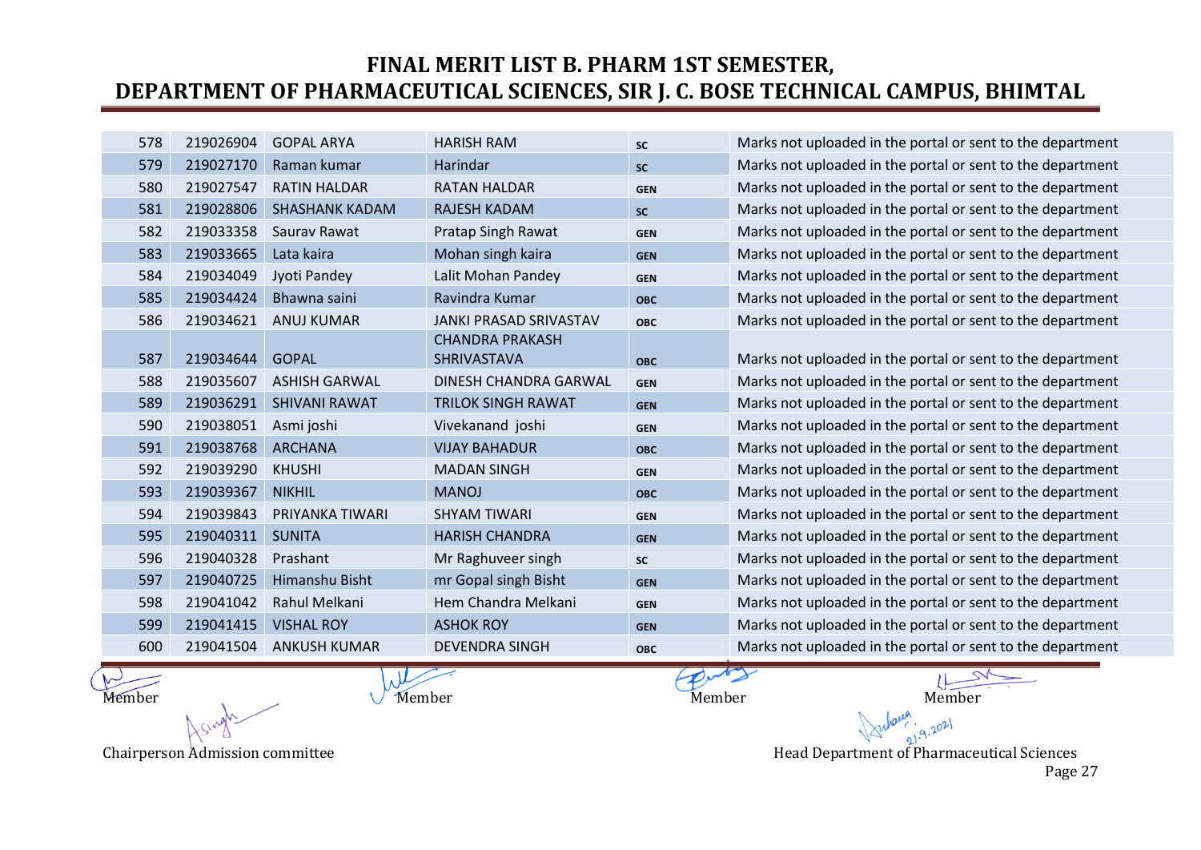# FINAL MERIT LIST B. PHARM 1ST SEMESTER, DEPARTMENT OF PHARMACEUTICAL SCIENCES, SIR J. C. BOSE TECHNICAL CAMPUS, BHIMTAL

| | | | | | |
|---|---|---|---|---|---|
| 578 | 219026904 | GOPAL ARYA | HARISH RAM | SC | Marks not uploaded in the portal or sent to the department |
| 579 | 219027170 | Raman kumar | Harindar | SC | Marks not uploaded in the portal or sent to the department |
| 580 | 219027547 | RATIN HALDAR | RATAN HALDAR | GEN | Marks not uploaded in the portal or sent to the department |
| 581 | 219028806 | SHASHANK KADAM | RAJESH KADAM | SC | Marks not uploaded in the portal or sent to the department |
| 582 | 219033358 | Saurav Rawat | Pratap Singh Rawat | GEN | Marks not uploaded in the portal or sent to the department |
| 583 | 219033665 | Lata kaira | Mohan singh kaira | GEN | Marks not uploaded in the portal or sent to the department |
| 584 | 219034049 | Jyoti Pandey | Lalit Mohan Pandey | GEN | Marks not uploaded in the portal or sent to the department |
| 585 | 219034424 | Bhawna saini | Ravindra Kumar | OBC | Marks not uploaded in the portal or sent to the department |
| 586 | 219034621 | ANUJ KUMAR | JANKI PRASAD SRIVASTAV | OBC | Marks not uploaded in the portal or sent to the department |
| 587 | 219034644 | GOPAL | CHANDRA PRAKASH SHRIVASTAVA | OBC | Marks not uploaded in the portal or sent to the department |
| 588 | 219035607 | ASHISH GARWAL | DINESH CHANDRA GARWAL | GEN | Marks not uploaded in the portal or sent to the department |
| 589 | 219036291 | SHIVANI RAWAT | TRILOK SINGH RAWAT | GEN | Marks not uploaded in the portal or sent to the department |
| 590 | 219038051 | Asmi joshi | Vivekanand joshi | GEN | Marks not uploaded in the portal or sent to the department |
| 591 | 219038768 | ARCHANA | VIJAY BAHADUR | OBC | Marks not uploaded in the portal or sent to the department |
| 592 | 219039290 | KHUSHI | MADAN SINGH | GEN | Marks not uploaded in the portal or sent to the department |
| 593 | 219039367 | NIKHIL | MANOJ | OBC | Marks not uploaded in the portal or sent to the department |
| 594 | 219039843 | PRIYANKA TIWARI | SHYAM TIWARI | GEN | Marks not uploaded in the portal or sent to the department |
| 595 | 219040311 | SUNITA | HARISH CHANDRA | GEN | Marks not uploaded in the portal or sent to the department |
| 596 | 219040328 | Prashant | Mr Raghuveer singh | SC | Marks not uploaded in the portal or sent to the department |
| 597 | 219040725 | Himanshu Bisht | mr Gopal singh Bisht | GEN | Marks not uploaded in the portal or sent to the department |
| 598 | 219041042 | Rahul Melkani | Hem Chandra Melkani | GEN | Marks not uploaded in the portal or sent to the department |
| 599 | 219041415 | VISHAL ROY | ASHOK ROY | GEN | Marks not uploaded in the portal or sent to the department |
| 600 | 219041504 | ANKUSH KUMAR | DEVENDRA SINGH | OBC | Marks not uploaded in the portal or sent to the department |

Member Member Member Member

Chairperson Admission committee

Head Department of Pharmaceutical Sciences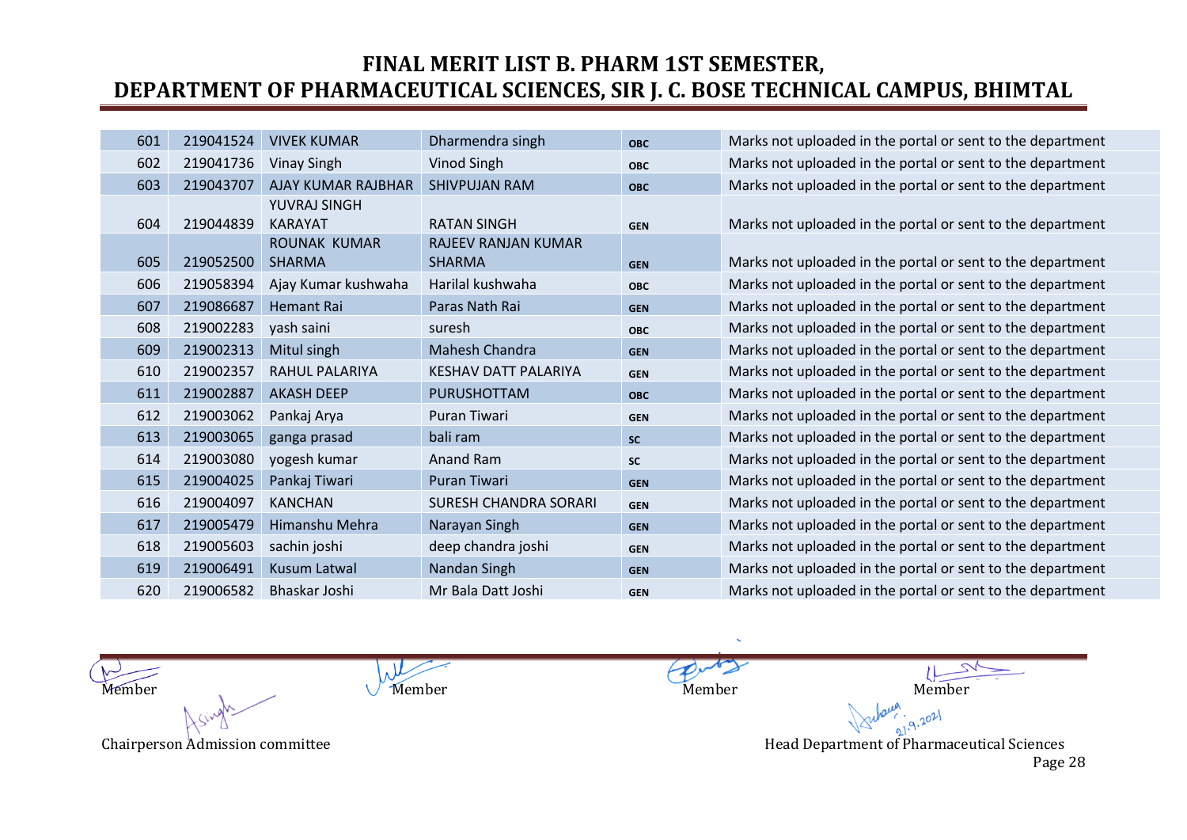# FINAL MERIT LIST B. PHARM 1ST SEMESTER, DEPARTMENT OF PHARMACEUTICAL SCIENCES, SIR J. C. BOSE TECHNICAL CAMPUS, BHIMTAL

| | | | | | |
|---|---|---|---|---|---|
| 601 | 219041524 | VIVEK KUMAR | Dharmendra singh | OBC | Marks not uploaded in the portal or sent to the department |
| 602 | 219041736 | Vinay Singh | Vinod Singh | OBC | Marks not uploaded in the portal or sent to the department |
| 603 | 219043707 | AJAY KUMAR RAJBHAR | SHIVPUJAN RAM | OBC | Marks not uploaded in the portal or sent to the department |
| 604 | 219044839 | YUVRAJ SINGH KARAYAT | RATAN SINGH | GEN | Marks not uploaded in the portal or sent to the department |
| 605 | 219052500 | ROUNAK KUMAR SHARMA | RAJEEV RANJAN KUMAR SHARMA | GEN | Marks not uploaded in the portal or sent to the department |
| 606 | 219058394 | Ajay Kumar kushwaha | Harilal kushwaha | OBC | Marks not uploaded in the portal or sent to the department |
| 607 | 219086687 | Hemant Rai | Paras Nath Rai | GEN | Marks not uploaded in the portal or sent to the department |
| 608 | 219002283 | yash saini | suresh | OBC | Marks not uploaded in the portal or sent to the department |
| 609 | 219002313 | Mitul singh | Mahesh Chandra | GEN | Marks not uploaded in the portal or sent to the department |
| 610 | 219002357 | RAHUL PALARIYA | KESHAV DATT PALARIYA | GEN | Marks not uploaded in the portal or sent to the department |
| 611 | 219002887 | AKASH DEEP | PURUSHOTTAM | OBC | Marks not uploaded in the portal or sent to the department |
| 612 | 219003062 | Pankaj Arya | Puran Tiwari | GEN | Marks not uploaded in the portal or sent to the department |
| 613 | 219003065 | ganga prasad | bali ram | SC | Marks not uploaded in the portal or sent to the department |
| 614 | 219003080 | yogesh kumar | Anand Ram | SC | Marks not uploaded in the portal or sent to the department |
| 615 | 219004025 | Pankaj Tiwari | Puran Tiwari | GEN | Marks not uploaded in the portal or sent to the department |
| 616 | 219004097 | KANCHAN | SURESH CHANDRA SORARI | GEN | Marks not uploaded in the portal or sent to the department |
| 617 | 219005479 | Himanshu Mehra | Narayan Singh | GEN | Marks not uploaded in the portal or sent to the department |
| 618 | 219005603 | sachin joshi | deep chandra joshi | GEN | Marks not uploaded in the portal or sent to the department |
| 619 | 219006491 | Kusum Latwal | Nandan Singh | GEN | Marks not uploaded in the portal or sent to the department |
| 620 | 219006582 | Bhaskar Joshi | Mr Bala Datt Joshi | GEN | Marks not uploaded in the portal or sent to the department |

Member          Member          Member          Member

Chairperson Admission committee          Head Department of Pharmaceutical Sciences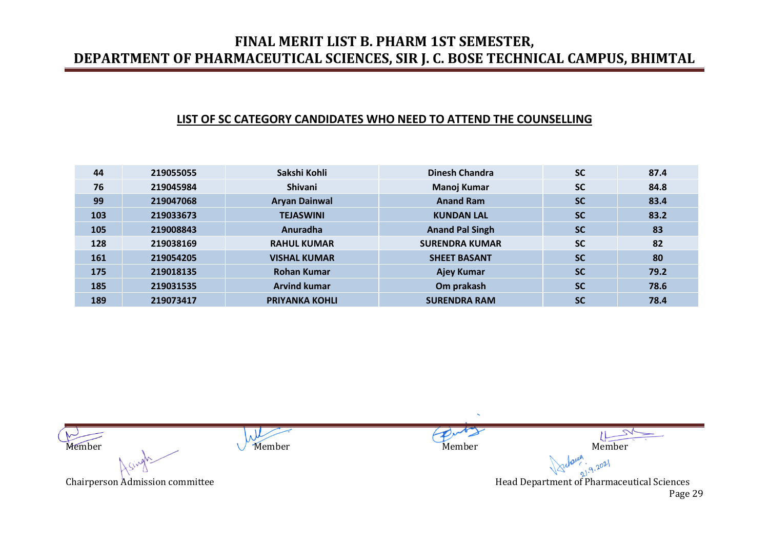# FINAL MERIT LIST B. PHARM 1ST SEMESTER, DEPARTMENT OF PHARMACEUTICAL SCIENCES, SIR J. C. BOSE TECHNICAL CAMPUS, BHIMTAL

## LIST OF SC CATEGORY CANDIDATES WHO NEED TO ATTEND THE COUNSELLING

| | | | | | |
|---|---|---|---|---|---|
| 44 | 219055055 | Sakshi Kohli | Dinesh Chandra | SC | 87.4 |
| 76 | 219045984 | Shivani | Manoj Kumar | SC | 84.8 |
| 99 | 219047068 | Aryan Dainwal | Anand Ram | SC | 83.4 |
| 103 | 219033673 | TEJASWINI | KUNDAN LAL | SC | 83.2 |
| 105 | 219008843 | Anuradha | Anand Pal Singh | SC | 83 |
| 128 | 219038169 | RAHUL KUMAR | SURENDRA KUMAR | SC | 82 |
| 161 | 219054205 | VISHAL KUMAR | SHEET BASANT | SC | 80 |
| 175 | 219018135 | Rohan Kumar | Ajey Kumar | SC | 79.2 |
| 185 | 219031535 | Arvind kumar | Om prakash | SC | 78.6 |
| 189 | 219073417 | PRIYANKA KOHLI | SURENDRA RAM | SC | 78.4 |

Member Member Member Member

Chairperson Admission committee

Head Department of Pharmaceutical Sciences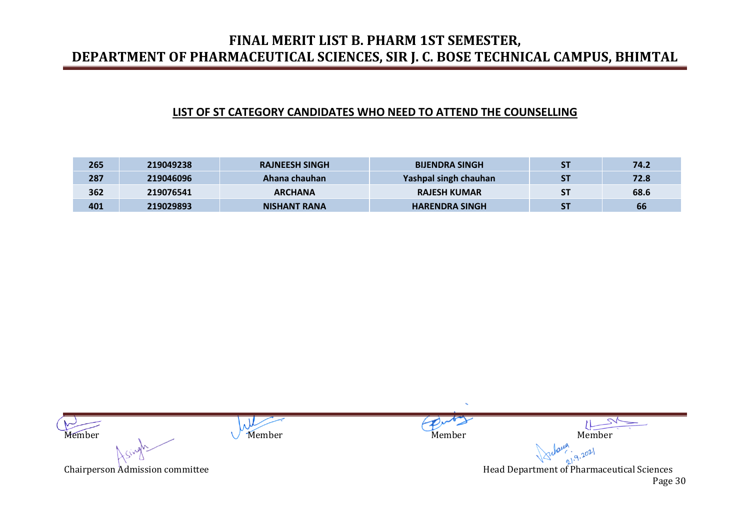# FINAL MERIT LIST B. PHARM 1ST SEMESTER, DEPARTMENT OF PHARMACEUTICAL SCIENCES, SIR J. C. BOSE TECHNICAL CAMPUS, BHIMTAL

## LIST OF ST CATEGORY CANDIDATES WHO NEED TO ATTEND THE COUNSELLING

| | | | | | |
|---|---|---|---|---|---|
| 265 | 219049238 | RAJNEESH SINGH | BIJENDRA SINGH | ST | 74.2 |
| 287 | 219046096 | Ahana chauhan | Yashpal singh chauhan | ST | 72.8 |
| 362 | 219076541 | ARCHANA | RAJESH KUMAR | ST | 68.6 |
| 401 | 219029893 | NISHANT RANA | HARENDRA SINGH | ST | 66 |

Member Member Member Member

Chairperson Admission committee

Head Department of Pharmaceutical Sciences

21.9.2021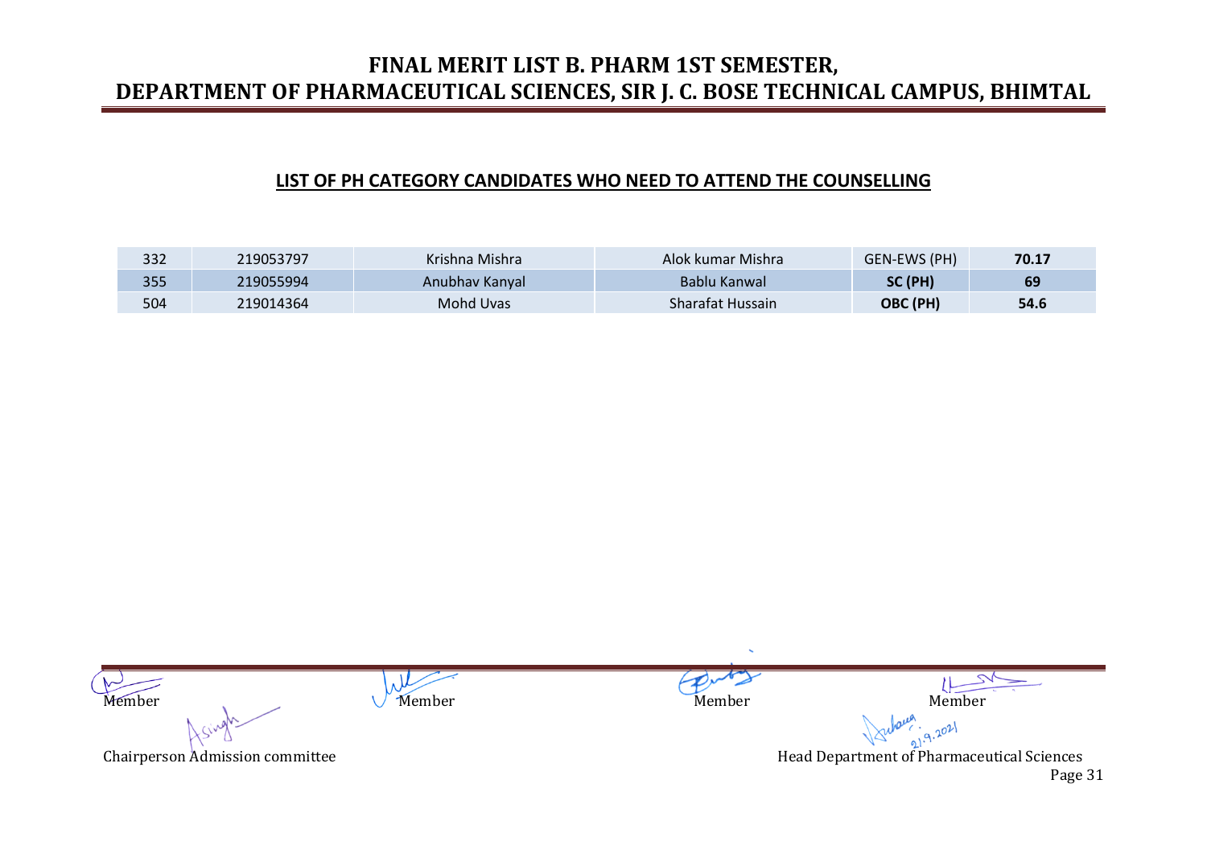# FINAL MERIT LIST B. PHARM 1ST SEMESTER, DEPARTMENT OF PHARMACEUTICAL SCIENCES, SIR J. C. BOSE TECHNICAL CAMPUS, BHIMTAL

## LIST OF PH CATEGORY CANDIDATES WHO NEED TO ATTEND THE COUNSELLING

| | | | | | |
|---|---|---|---|---|---|
| 332 | 219053797 | Krishna Mishra | Alok kumar Mishra | GEN-EWS (PH) | **70.17** |
| 355 | 219055994 | Anubhav Kanyal | Bablu Kanwal | **SC (PH)** | **69** |
| 504 | 219014364 | Mohd Uvas | Sharafat Hussain | **OBC (PH)** | **54.6** |

Member Member Member Member

Chairperson Admission committee

21.9.2021

Head Department of Pharmaceutical Sciences